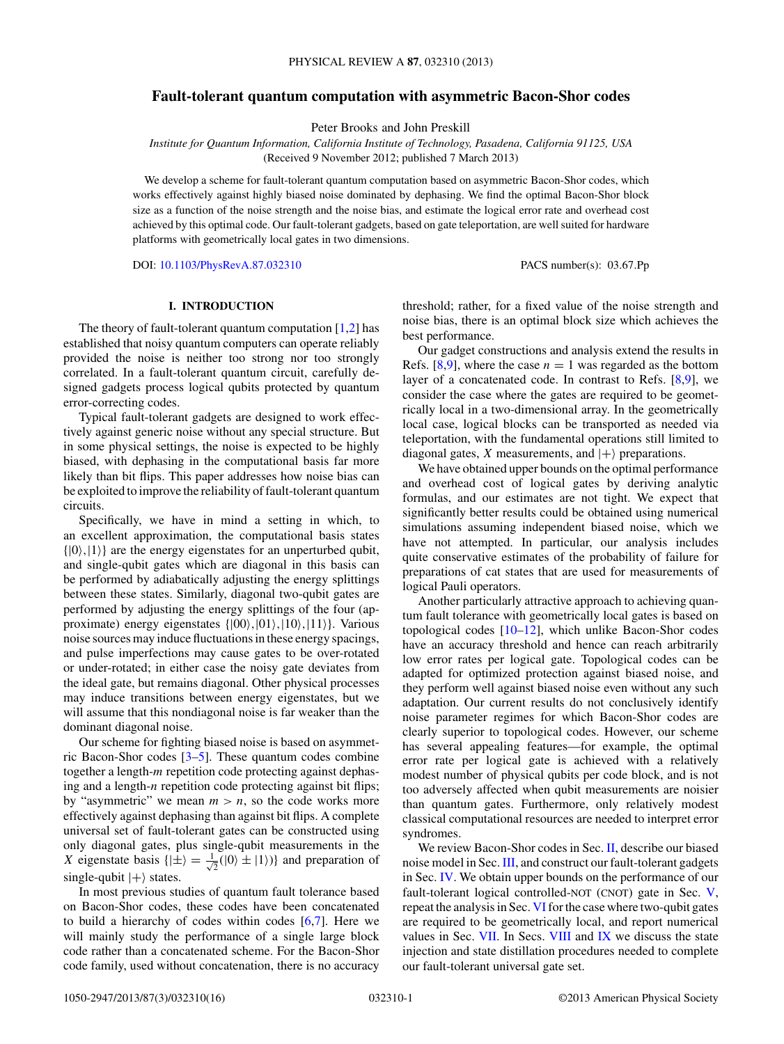# Fault-tolerant quantum computation with asymmetric Bacon-Shor codes

Peter Brooks and John Preskill

*Institute for Quantum Information, California Institute of Technology, Pasadena, California 91125, USA*
(Received 9 November 2012; published 7 March 2013)

We develop a scheme for fault-tolerant quantum computation based on asymmetric Bacon-Shor codes, which works effectively against highly biased noise dominated by dephasing. We find the optimal Bacon-Shor block size as a function of the noise strength and the noise bias, and estimate the logical error rate and overhead cost achieved by this optimal code. Our fault-tolerant gadgets, based on gate teleportation, are well suited for hardware platforms with geometrically local gates in two dimensions.

DOI: 10.1103/PhysRevA.87.032310

PACS number(s): 03.67.Pp

## I. INTRODUCTION

The theory of fault-tolerant quantum computation [1,2] has established that noisy quantum computers can operate reliably provided the noise is neither too strong nor too strongly correlated. In a fault-tolerant quantum circuit, carefully designed gadgets process logical qubits protected by quantum error-correcting codes.

Typical fault-tolerant gadgets are designed to work effectively against generic noise without any special structure. But in some physical settings, the noise is expected to be highly biased, with dephasing in the computational basis far more likely than bit flips. This paper addresses how noise bias can be exploited to improve the reliability of fault-tolerant quantum circuits.

Specifically, we have in mind a setting in which, to an excellent approximation, the computational basis states $\{|0\rangle,|1\rangle\}$ are the energy eigenstates for an unperturbed qubit, and single-qubit gates which are diagonal in this basis can be performed by adiabatically adjusting the energy splittings between these states. Similarly, diagonal two-qubit gates are performed by adjusting the energy splittings of the four (approximate) energy eigenstates $\{|00\rangle,|01\rangle,|10\rangle,|11\rangle\}$. Various noise sources may induce fluctuations in these energy spacings, and pulse imperfections may cause gates to be over-rotated or under-rotated; in either case the noisy gate deviates from the ideal gate, but remains diagonal. Other physical processes may induce transitions between energy eigenstates, but we will assume that this nondiagonal noise is far weaker than the dominant diagonal noise.

Our scheme for fighting biased noise is based on asymmetric Bacon-Shor codes [3–5]. These quantum codes combine together a length-$m$ repetition code protecting against dephasing and a length-$n$ repetition code protecting against bit flips; by "asymmetric" we mean $m > n$, so the code works more effectively against dephasing than against bit flips. A complete universal set of fault-tolerant gates can be constructed using only diagonal gates, plus single-qubit measurements in the $X$ eigenstate basis $\{|\pm\rangle = \frac{1}{\sqrt{2}}(|0\rangle \pm |1\rangle)\}$ and preparation of single-qubit $|+\rangle$ states.

In most previous studies of quantum fault tolerance based on Bacon-Shor codes, these codes have been concatenated to build a hierarchy of codes within codes [6,7]. Here we will mainly study the performance of a single large block code rather than a concatenated scheme. For the Bacon-Shor code family, used without concatenation, there is no accuracy threshold; rather, for a fixed value of the noise strength and noise bias, there is an optimal block size which achieves the best performance.

Our gadget constructions and analysis extend the results in Refs. [8,9], where the case $n = 1$ was regarded as the bottom layer of a concatenated code. In contrast to Refs. [8,9], we consider the case where the gates are required to be geometrically local in a two-dimensional array. In the geometrically local case, logical blocks can be transported as needed via teleportation, with the fundamental operations still limited to diagonal gates, $X$ measurements, and $|+\rangle$ preparations.

We have obtained upper bounds on the optimal performance and overhead cost of logical gates by deriving analytic formulas, and our estimates are not tight. We expect that significantly better results could be obtained using numerical simulations assuming independent biased noise, which we have not attempted. In particular, our analysis includes quite conservative estimates of the probability of failure for preparations of cat states that are used for measurements of logical Pauli operators.

Another particularly attractive approach to achieving quantum fault tolerance with geometrically local gates is based on topological codes [10–12], which unlike Bacon-Shor codes have an accuracy threshold and hence can reach arbitrarily low error rates per logical gate. Topological codes can be adapted for optimized protection against biased noise, and they perform well against biased noise even without any such adaptation. Our current results do not conclusively identify noise parameter regimes for which Bacon-Shor codes are clearly superior to topological codes. However, our scheme has several appealing features—for example, the optimal error rate per logical gate is achieved with a relatively modest number of physical qubits per code block, and is not too adversely affected when qubit measurements are noisier than quantum gates. Furthermore, only relatively modest classical computational resources are needed to interpret error syndromes.

We review Bacon-Shor codes in Sec. II, describe our biased noise model in Sec. III, and construct our fault-tolerant gadgets in Sec. IV. We obtain upper bounds on the performance of our fault-tolerant logical controlled-NOT (CNOT) gate in Sec. V, repeat the analysis in Sec. VI for the case where two-qubit gates are required to be geometrically local, and report numerical values in Sec. VII. In Secs. VIII and IX we discuss the state injection and state distillation procedures needed to complete our fault-tolerant universal gate set.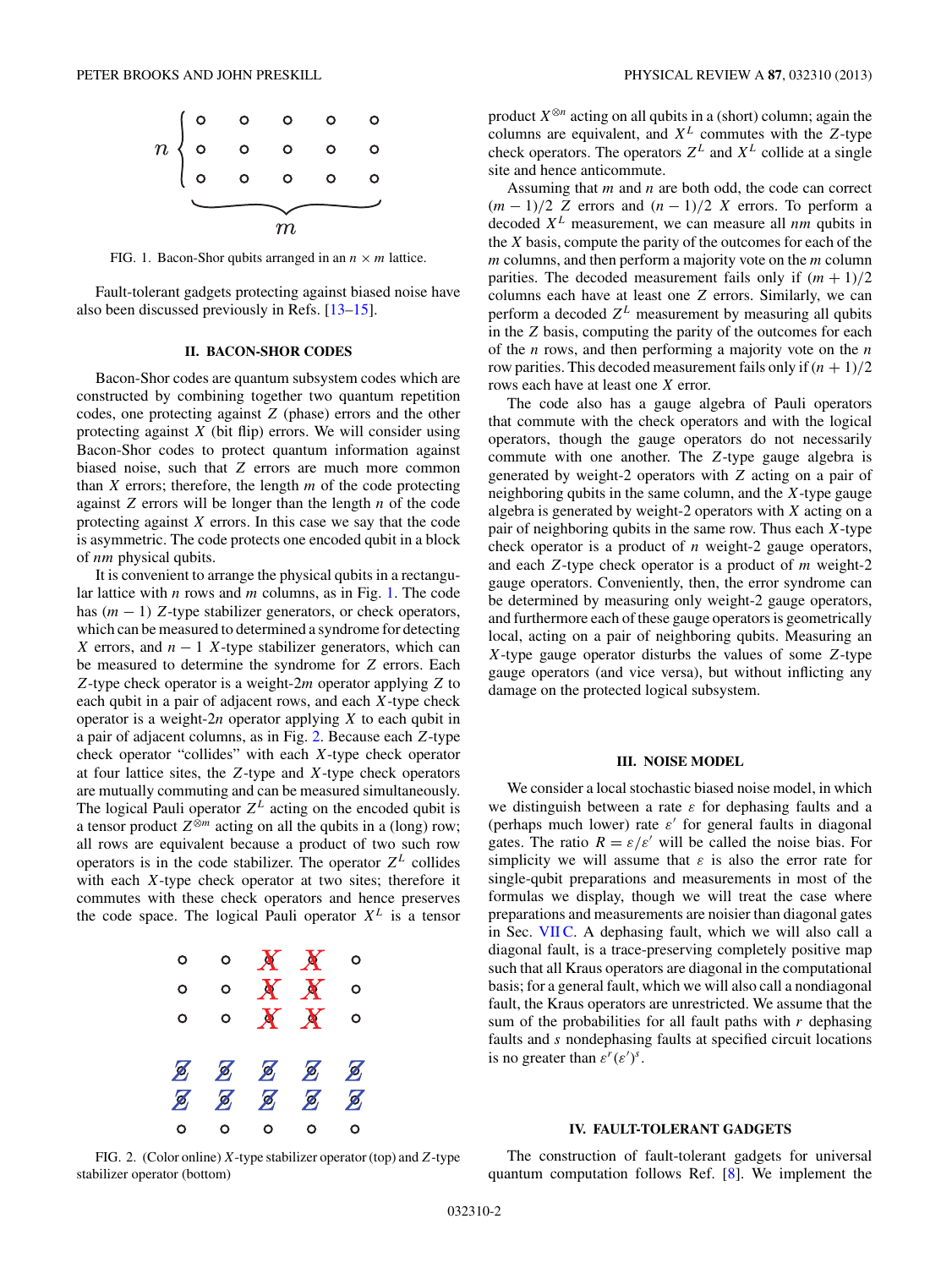FIG. 1. Bacon-Shor qubits arranged in an $n \times m$ lattice.

Fault-tolerant gadgets protecting against biased noise have also been discussed previously in Refs. [13–15].

## II. BACON-SHOR CODES

Bacon-Shor codes are quantum subsystem codes which are constructed by combining together two quantum repetition codes, one protecting against $Z$ (phase) errors and the other protecting against $X$ (bit flip) errors. We will consider using Bacon-Shor codes to protect quantum information against biased noise, such that $Z$ errors are much more common than $X$ errors; therefore, the length $m$ of the code protecting against $Z$ errors will be longer than the length $n$ of the code protecting against $X$ errors. In this case we say that the code is asymmetric. The code protects one encoded qubit in a block of $nm$ physical qubits.

It is convenient to arrange the physical qubits in a rectangular lattice with $n$ rows and $m$ columns, as in Fig. 1. The code has $(m-1)$ $Z$-type stabilizer generators, or check operators, which can be measured to determined a syndrome for detecting $X$ errors, and $n-1$ $X$-type stabilizer generators, which can be measured to determine the syndrome for $Z$ errors. Each $Z$-type check operator is a weight-$2m$ operator applying $Z$ to each qubit in a pair of adjacent rows, and each $X$-type check operator is a weight-$2n$ operator applying $X$ to each qubit in a pair of adjacent columns, as in Fig. 2. Because each $Z$-type check operator "collides" with each $X$-type check operator at four lattice sites, the $Z$-type and $X$-type check operators are mutually commuting and can be measured simultaneously. The logical Pauli operator $Z^L$ acting on the encoded qubit is a tensor product $Z^{\otimes m}$ acting on all the qubits in a (long) row; all rows are equivalent because a product of two such row operators is in the code stabilizer. The operator $Z^L$ collides with each $X$-type check operator at two sites; therefore it commutes with these check operators and hence preserves the code space. The logical Pauli operator $X^L$ is a tensor product $X^{\otimes n}$ acting on all qubits in a (short) column; again the columns are equivalent, and $X^L$ commutes with the $Z$-type check operators. The operators $Z^L$ and $X^L$ collide at a single site and hence anticommute.

FIG. 2. (Color online) $X$-type stabilizer operator (top) and $Z$-type stabilizer operator (bottom)

Assuming that $m$ and $n$ are both odd, the code can correct $(m-1)/2$ $Z$ errors and $(n-1)/2$ $X$ errors. To perform a decoded $X^L$ measurement, we can measure all $nm$ qubits in the $X$ basis, compute the parity of the outcomes for each of the $m$ columns, and then perform a majority vote on the $m$ column parities. The decoded measurement fails only if $(m+1)/2$ columns each have at least one $Z$ errors. Similarly, we can perform a decoded $Z^L$ measurement by measuring all qubits in the $Z$ basis, computing the parity of the outcomes for each of the $n$ rows, and then performing a majority vote on the $n$ row parities. This decoded measurement fails only if $(n+1)/2$ rows each have at least one $X$ error.

The code also has a gauge algebra of Pauli operators that commute with the check operators and with the logical operators, though the gauge operators do not necessarily commute with one another. The $Z$-type gauge algebra is generated by weight-2 operators with $Z$ acting on a pair of neighboring qubits in the same column, and the $X$-type gauge algebra is generated by weight-2 operators with $X$ acting on a pair of neighboring qubits in the same row. Thus each $X$-type check operator is a product of $n$ weight-2 gauge operators, and each $Z$-type check operator is a product of $m$ weight-2 gauge operators. Conveniently, then, the error syndrome can be determined by measuring only weight-2 gauge operators, and furthermore each of these gauge operators is geometrically local, acting on a pair of neighboring qubits. Measuring an $X$-type gauge operator disturbs the values of some $Z$-type gauge operators (and vice versa), but without inflicting any damage on the protected logical subsystem.

## III. NOISE MODEL

We consider a local stochastic biased noise model, in which we distinguish between a rate $\varepsilon$ for dephasing faults and a (perhaps much lower) rate $\varepsilon'$ for general faults in diagonal gates. The ratio $R = \varepsilon/\varepsilon'$ will be called the noise bias. For simplicity we will assume that $\varepsilon$ is also the error rate for single-qubit preparations and measurements in most of the formulas we display, though we will treat the case where preparations and measurements are noisier than diagonal gates in Sec. VII C. A dephasing fault, which we will also call a diagonal fault, is a trace-preserving completely positive map such that all Kraus operators are diagonal in the computational basis; for a general fault, which we will also call a nondiagonal fault, the Kraus operators are unrestricted. We assume that the sum of the probabilities for all fault paths with $r$ dephasing faults and $s$ nondephasing faults at specified circuit locations is no greater than $\varepsilon^r(\varepsilon')^s$.

## IV. FAULT-TOLERANT GADGETS

The construction of fault-tolerant gadgets for universal quantum computation follows Ref. [8]. We implement the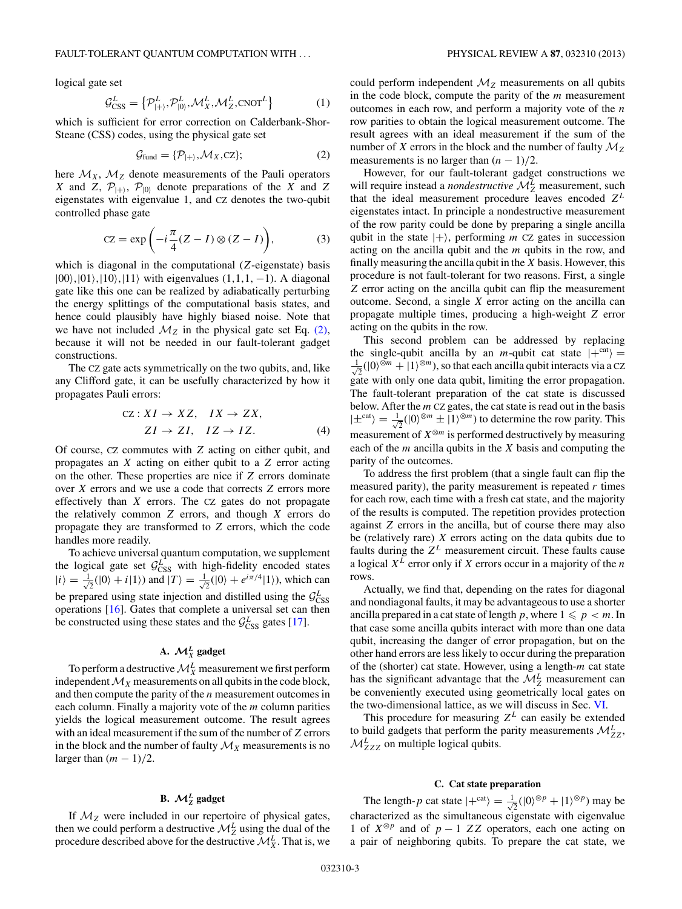logical gate set

$$\mathcal{G}_{\text{CSS}}^{L} = \{\mathcal{P}_{|+\rangle}^{L}, \mathcal{P}_{|0\rangle}^{L}, \mathcal{M}_{X}^{L}, \mathcal{M}_{Z}^{L}, \text{CNOT}^{L}\} \tag{1}$$

which is sufficient for error correction on Calderbank-Shor-Steane (CSS) codes, using the physical gate set

$$\mathcal{G}_{\text{fund}} = \{\mathcal{P}_{|+\rangle}, \mathcal{M}_{X}, \text{CZ}\}; \tag{2}$$

here $\mathcal{M}_X$, $\mathcal{M}_Z$ denote measurements of the Pauli operators $X$ and $Z$, $\mathcal{P}_{|+\rangle}$, $\mathcal{P}_{|0\rangle}$ denote preparations of the $X$ and $Z$ eigenstates with eigenvalue 1, and CZ denotes the two-qubit controlled phase gate

$$\text{CZ} = \exp\left(-i\frac{\pi}{4}(Z - I)\otimes(Z - I)\right), \tag{3}$$

which is diagonal in the computational ($Z$-eigenstate) basis $|00\rangle, |01\rangle, |10\rangle, |11\rangle$ with eigenvalues $(1,1,1,-1)$. A diagonal gate like this one can be realized by adiabatically perturbing the energy splittings of the computational basis states, and hence could plausibly have highly biased noise. Note that we have not included $\mathcal{M}_Z$ in the physical gate set Eq. (2), because it will not be needed in our fault-tolerant gadget constructions.

The CZ gate acts symmetrically on the two qubits, and, like any Clifford gate, it can be usefully characterized by how it propagates Pauli errors:

$$\begin{aligned} \text{CZ} : XI \to XZ, \quad IX \to ZX, \\ ZI \to ZI, \quad IZ \to IZ. \end{aligned} \tag{4}$$

Of course, CZ commutes with $Z$ acting on either qubit, and propagates an $X$ acting on either qubit to a $Z$ error acting on the other. These properties are nice if $Z$ errors dominate over $X$ errors and we use a code that corrects $Z$ errors more effectively than $X$ errors. The CZ gates do not propagate the relatively common $Z$ errors, and though $X$ errors do propagate they are transformed to $Z$ errors, which the code handles more readily.

To achieve universal quantum computation, we supplement the logical gate set $\mathcal{G}_{\text{CSS}}^{L}$ with high-fidelity encoded states $|i\rangle = \frac{1}{\sqrt{2}}(|0\rangle + i|1\rangle)$ and $|T\rangle = \frac{1}{\sqrt{2}}(|0\rangle + e^{i\pi/4}|1\rangle)$, which can be prepared using state injection and distilled using the $\mathcal{G}_{\text{CSS}}^{L}$ operations [16]. Gates that complete a universal set can then be constructed using these states and the $\mathcal{G}_{\text{CSS}}^{L}$ gates [17].

### A. $\mathcal{M}_X^L$ gadget

To perform a destructive $\mathcal{M}_X^L$ measurement we first perform independent $\mathcal{M}_X$ measurements on all qubits in the code block, and then compute the parity of the $n$ measurement outcomes in each column. Finally a majority vote of the $m$ column parities yields the logical measurement outcome. The result agrees with an ideal measurement if the sum of the number of $Z$ errors in the block and the number of faulty $\mathcal{M}_X$ measurements is no larger than $(m-1)/2$.

### B. $\mathcal{M}_Z^L$ gadget

If $\mathcal{M}_Z$ were included in our repertoire of physical gates, then we could perform a destructive $\mathcal{M}_Z^L$ using the dual of the procedure described above for the destructive $\mathcal{M}_X^L$. That is, we could perform independent $\mathcal{M}_Z$ measurements on all qubits in the code block, compute the parity of the $m$ measurement outcomes in each row, and perform a majority vote of the $n$ row parities to obtain the logical measurement outcome. The result agrees with an ideal measurement if the sum of the number of $X$ errors in the block and the number of faulty $\mathcal{M}_Z$ measurements is no larger than $(n-1)/2$.

However, for our fault-tolerant gadget constructions we will require instead a *nondestructive* $\mathcal{M}_Z^L$ measurement, such that the ideal measurement procedure leaves encoded $Z^L$ eigenstates intact. In principle a nondestructive measurement of the row parity could be done by preparing a single ancilla qubit in the state $|+\rangle$, performing $m$ CZ gates in succession acting on the ancilla qubit and the $m$ qubits in the row, and finally measuring the ancilla qubit in the $X$ basis. However, this procedure is not fault-tolerant for two reasons. First, a single $Z$ error acting on the ancilla qubit can flip the measurement outcome. Second, a single $X$ error acting on the ancilla can propagate multiple times, producing a high-weight $Z$ error acting on the qubits in the row.

This second problem can be addressed by replacing the single-qubit ancilla by an $m$-qubit cat state $|+^{\text{cat}}\rangle = \frac{1}{\sqrt{2}}(|0\rangle^{\otimes m} + |1\rangle^{\otimes m})$, so that each ancilla qubit interacts via a CZ gate with only one data qubit, limiting the error propagation. The fault-tolerant preparation of the cat state is discussed below. After the $m$ CZ gates, the cat state is read out in the basis $|\pm^{\text{cat}}\rangle = \frac{1}{\sqrt{2}}(|0\rangle^{\otimes m} \pm |1\rangle^{\otimes m})$ to determine the row parity. This measurement of $X^{\otimes m}$ is performed destructively by measuring each of the $m$ ancilla qubits in the $X$ basis and computing the parity of the outcomes.

To address the first problem (that a single fault can flip the measured parity), the parity measurement is repeated $r$ times for each row, each time with a fresh cat state, and the majority of the results is computed. The repetition provides protection against $Z$ errors in the ancilla, but of course there may also be (relatively rare) $X$ errors acting on the data qubits due to faults during the $Z^L$ measurement circuit. These faults cause a logical $X^L$ error only if $X$ errors occur in a majority of the $n$ rows.

Actually, we find that, depending on the rates for diagonal and nondiagonal faults, it may be advantageous to use a shorter ancilla prepared in a cat state of length $p$, where $1 \leqslant p < m$. In that case some ancilla qubits interact with more than one data qubit, increasing the danger of error propagation, but on the other hand errors are less likely to occur during the preparation of the (shorter) cat state. However, using a length-$m$ cat state has the significant advantage that the $\mathcal{M}_Z^L$ measurement can be conveniently executed using geometrically local gates on the two-dimensional lattice, as we will discuss in Sec. VI.

This procedure for measuring $Z^L$ can easily be extended to build gadgets that perform the parity measurements $\mathcal{M}_{ZZ}^L$, $\mathcal{M}_{ZZZ}^L$ on multiple logical qubits.

### C. Cat state preparation

The length-$p$ cat state $|+^{\text{cat}}\rangle = \frac{1}{\sqrt{2}}(|0\rangle^{\otimes p} + |1\rangle^{\otimes p})$ may be characterized as the simultaneous eigenstate with eigenvalue 1 of $X^{\otimes p}$ and of $p-1$ $ZZ$ operators, each one acting on a pair of neighboring qubits. To prepare the cat state, we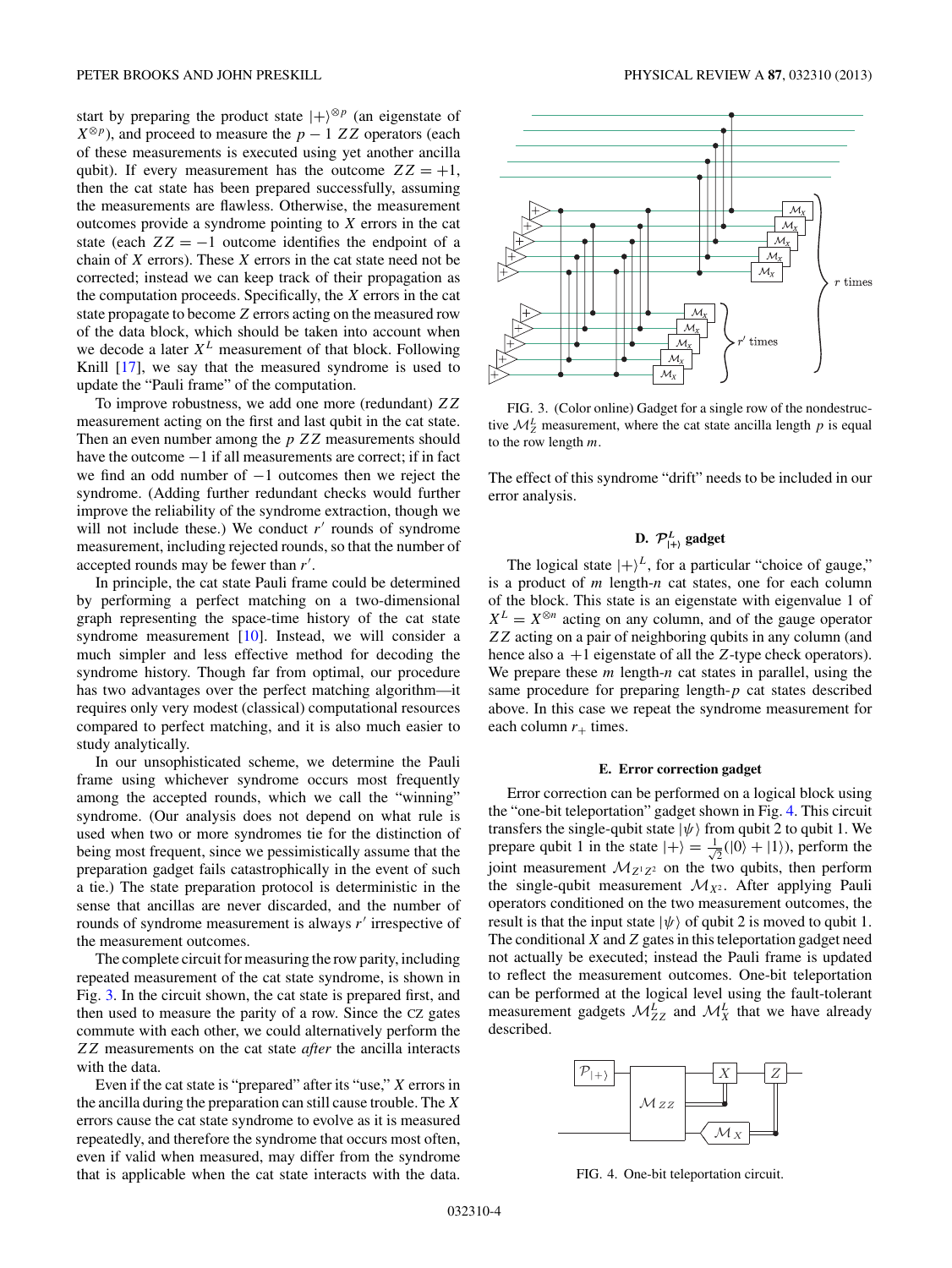start by preparing the product state $|+\rangle^{\otimes p}$ (an eigenstate of $X^{\otimes p}$), and proceed to measure the $p-1$ $ZZ$ operators (each of these measurements is executed using yet another ancilla qubit). If every measurement has the outcome $ZZ = +1$, then the cat state has been prepared successfully, assuming the measurements are flawless. Otherwise, the measurement outcomes provide a syndrome pointing to $X$ errors in the cat state (each $ZZ = -1$ outcome identifies the endpoint of a chain of $X$ errors). These $X$ errors in the cat state need not be corrected; instead we can keep track of their propagation as the computation proceeds. Specifically, the $X$ errors in the cat state propagate to become $Z$ errors acting on the measured row of the data block, which should be taken into account when we decode a later $X^L$ measurement of that block. Following Knill [17], we say that the measured syndrome is used to update the "Pauli frame" of the computation.

To improve robustness, we add one more (redundant) $ZZ$ measurement acting on the first and last qubit in the cat state. Then an even number among the $p$ $ZZ$ measurements should have the outcome $-1$ if all measurements are correct; if in fact we find an odd number of $-1$ outcomes then we reject the syndrome. (Adding further redundant checks would further improve the reliability of the syndrome extraction, though we will not include these.) We conduct $r'$ rounds of syndrome measurement, including rejected rounds, so that the number of accepted rounds may be fewer than $r'$.

In principle, the cat state Pauli frame could be determined by performing a perfect matching on a two-dimensional graph representing the space-time history of the cat state syndrome measurement [10]. Instead, we will consider a much simpler and less effective method for decoding the syndrome history. Though far from optimal, our procedure has two advantages over the perfect matching algorithm—it requires only very modest (classical) computational resources compared to perfect matching, and it is also much easier to study analytically.

In our unsophisticated scheme, we determine the Pauli frame using whichever syndrome occurs most frequently among the accepted rounds, which we call the "winning" syndrome. (Our analysis does not depend on what rule is used when two or more syndromes tie for the distinction of being most frequent, since we pessimistically assume that the preparation gadget fails catastrophically in the event of such a tie.) The state preparation protocol is deterministic in the sense that ancillas are never discarded, and the number of rounds of syndrome measurement is always $r'$ irrespective of the measurement outcomes.

The complete circuit for measuring the row parity, including repeated measurement of the cat state syndrome, is shown in Fig. 3. In the circuit shown, the cat state is prepared first, and then used to measure the parity of a row. Since the CZ gates commute with each other, we could alternatively perform the $ZZ$ measurements on the cat state *after* the ancilla interacts with the data.

Even if the cat state is "prepared" after its "use," $X$ errors in the ancilla during the preparation can still cause trouble. The $X$ errors cause the cat state syndrome to evolve as it is measured repeatedly, and therefore the syndrome that occurs most often, even if valid when measured, may differ from the syndrome that is applicable when the cat state interacts with the data.

FIG. 3. (Color online) Gadget for a single row of the nondestructive $\mathcal{M}_Z^L$ measurement, where the cat state ancilla length $p$ is equal to the row length $m$.

The effect of this syndrome "drift" needs to be included in our error analysis.

### D. $\mathcal{P}^L_{|+\rangle}$ gadget

The logical state $|+\rangle^L$, for a particular "choice of gauge," is a product of $m$ length-$n$ cat states, one for each column of the block. This state is an eigenstate with eigenvalue 1 of $X^L = X^{\otimes n}$ acting on any column, and of the gauge operator $ZZ$ acting on a pair of neighboring qubits in any column (and hence also a $+1$ eigenstate of all the $Z$-type check operators). We prepare these $m$ length-$n$ cat states in parallel, using the same procedure for preparing length-$p$ cat states described above. In this case we repeat the syndrome measurement for each column $r_+$ times.

### E. Error correction gadget

Error correction can be performed on a logical block using the "one-bit teleportation" gadget shown in Fig. 4. This circuit transfers the single-qubit state $|\psi\rangle$ from qubit 2 to qubit 1. We prepare qubit 1 in the state $|+\rangle = \frac{1}{\sqrt{2}}(|0\rangle + |1\rangle)$, perform the joint measurement $\mathcal{M}_{Z^1Z^2}$ on the two qubits, then perform the single-qubit measurement $\mathcal{M}_{X^2}$. After applying Pauli operators conditioned on the two measurement outcomes, the result is that the input state $|\psi\rangle$ of qubit 2 is moved to qubit 1. The conditional $X$ and $Z$ gates in this teleportation gadget need not actually be executed; instead the Pauli frame is updated to reflect the measurement outcomes. One-bit teleportation can be performed at the logical level using the fault-tolerant measurement gadgets $\mathcal{M}^L_{ZZ}$ and $\mathcal{M}^L_X$ that we have already described.

FIG. 4. One-bit teleportation circuit.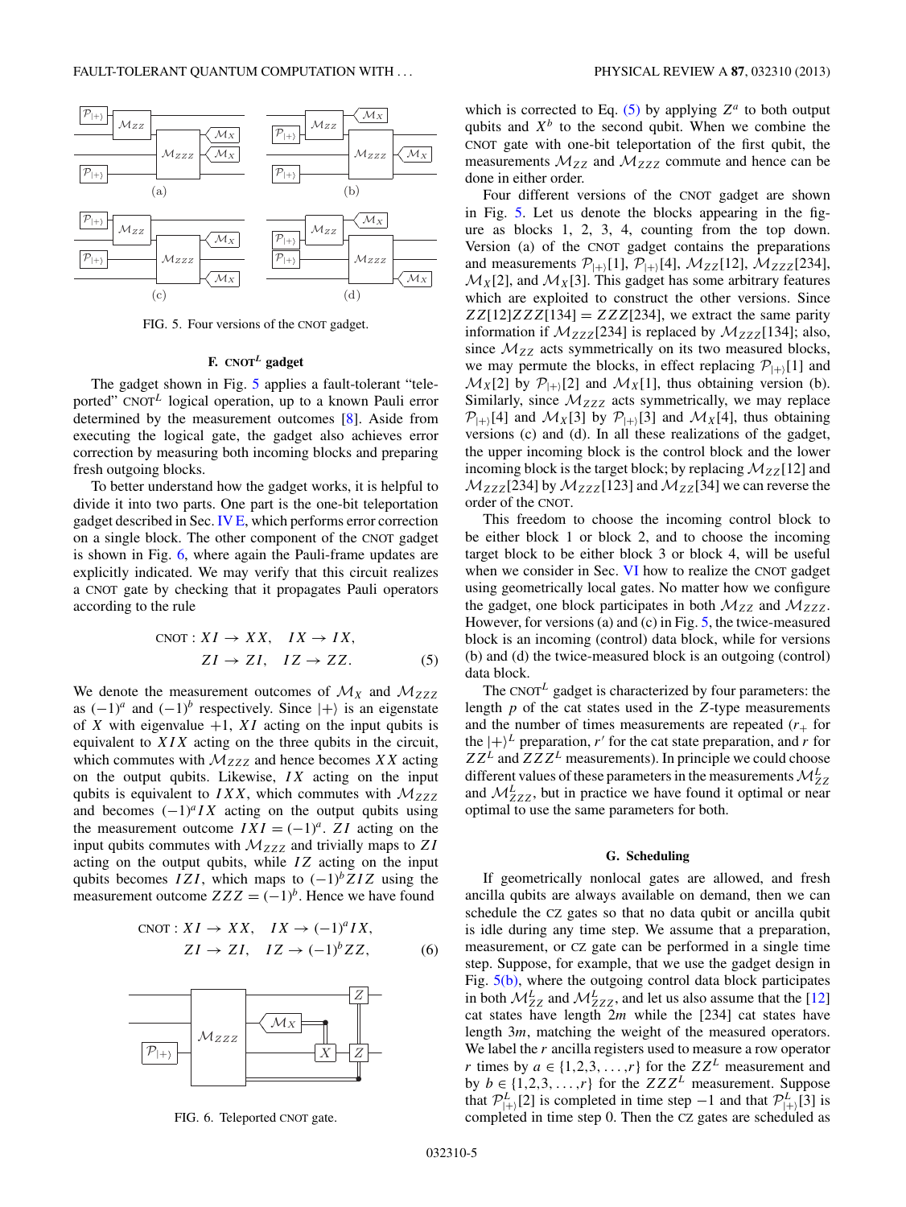FIG. 5. Four versions of the CNOT gadget.

### F. CNOT$^L$ gadget

The gadget shown in Fig. 5 applies a fault-tolerant "teleported" CNOT$^L$ logical operation, up to a known Pauli error determined by the measurement outcomes [8]. Aside from executing the logical gate, the gadget also achieves error correction by measuring both incoming blocks and preparing fresh outgoing blocks.

To better understand how the gadget works, it is helpful to divide it into two parts. One part is the one-bit teleportation gadget described in Sec. IV E, which performs error correction on a single block. The other component of the CNOT gadget is shown in Fig. 6, where again the Pauli-frame updates are explicitly indicated. We may verify that this circuit realizes a CNOT gate by checking that it propagates Pauli operators according to the rule

$$\text{CNOT}: XI \rightarrow XX, \quad IX \rightarrow IX, \\ ZI \rightarrow ZI, \quad IZ \rightarrow ZZ. \tag{5}$$

We denote the measurement outcomes of $\mathcal{M}_X$ and $\mathcal{M}_{ZZZ}$ as $(-1)^a$ and $(-1)^b$ respectively. Since $|+\rangle$ is an eigenstate of $X$ with eigenvalue $+1$, $XI$ acting on the input qubits is equivalent to $XIX$ acting on the three qubits in the circuit, which commutes with $\mathcal{M}_{ZZZ}$ and hence becomes $XX$ acting on the output qubits. Likewise, $IX$ acting on the input qubits is equivalent to $IXX$, which commutes with $\mathcal{M}_{ZZZ}$ and becomes $(-1)^a IX$ acting on the output qubits using the measurement outcome $IXI = (-1)^a$. $ZI$ acting on the input qubits commutes with $\mathcal{M}_{ZZZ}$ and trivially maps to $ZI$ acting on the output qubits, while $IZ$ acting on the input qubits becomes $IZI$, which maps to $(-1)^b ZIZ$ using the measurement outcome $ZZZ = (-1)^b$. Hence we have found

$$\text{CNOT}: XI \rightarrow XX, \quad IX \rightarrow (-1)^a IX, \\ ZI \rightarrow ZI, \quad IZ \rightarrow (-1)^b ZZ, \tag{6}$$

FIG. 6. Teleported CNOT gate.

which is corrected to Eq. (5) by applying $Z^a$ to both output qubits and $X^b$ to the second qubit. When we combine the CNOT gate with one-bit teleportation of the first qubit, the measurements $\mathcal{M}_{ZZ}$ and $\mathcal{M}_{ZZZ}$ commute and hence can be done in either order.

Four different versions of the CNOT gadget are shown in Fig. 5. Let us denote the blocks appearing in the figure as blocks 1, 2, 3, 4, counting from the top down. Version (a) of the CNOT gadget contains the preparations and measurements $\mathcal{P}_{|+\rangle}[1]$, $\mathcal{P}_{|+\rangle}[4]$, $\mathcal{M}_{ZZ}[12]$, $\mathcal{M}_{ZZZ}[234]$, $\mathcal{M}_X[2]$, and $\mathcal{M}_X[3]$. This gadget has some arbitrary features which are exploited to construct the other versions. Since $ZZ[12]ZZZ[134] = ZZZ[234]$, we extract the same parity information if $\mathcal{M}_{ZZZ}[234]$ is replaced by $\mathcal{M}_{ZZZ}[134]$; also, since $\mathcal{M}_{ZZ}$ acts symmetrically on its two measured blocks, we may permute the blocks, in effect replacing $\mathcal{P}_{|+\rangle}[1]$ and $\mathcal{M}_X[2]$ by $\mathcal{P}_{|+\rangle}[2]$ and $\mathcal{M}_X[1]$, thus obtaining version (b). Similarly, since $\mathcal{M}_{ZZZ}$ acts symmetrically, we may replace $\mathcal{P}_{|+\rangle}[4]$ and $\mathcal{M}_X[3]$ by $\mathcal{P}_{|+\rangle}[3]$ and $\mathcal{M}_X[4]$, thus obtaining versions (c) and (d). In all these realizations of the gadget, the upper incoming block is the control block and the lower incoming block is the target block; by replacing $\mathcal{M}_{ZZ}[12]$ and $\mathcal{M}_{ZZZ}[234]$ by $\mathcal{M}_{ZZZ}[123]$ and $\mathcal{M}_{ZZ}[34]$ we can reverse the order of the CNOT.

This freedom to choose the incoming control block to be either block 1 or block 2, and to choose the incoming target block to be either block 3 or block 4, will be useful when we consider in Sec. VI how to realize the CNOT gadget using geometrically local gates. No matter how we configure the gadget, one block participates in both $\mathcal{M}_{ZZ}$ and $\mathcal{M}_{ZZZ}$. However, for versions (a) and (c) in Fig. 5, the twice-measured block is an incoming (control) data block, while for versions (b) and (d) the twice-measured block is an outgoing (control) data block.

The CNOT$^L$ gadget is characterized by four parameters: the length $p$ of the cat states used in the $Z$-type measurements and the number of times measurements are repeated ($r_+$ for the $|+\rangle^L$ preparation, $r'$ for the cat state preparation, and $r$ for $ZZ^L$ and $ZZZ^L$ measurements). In principle we could choose different values of these parameters in the measurements $\mathcal{M}_{ZZ}^L$ and $\mathcal{M}_{ZZZ}^L$, but in practice we have found it optimal or near optimal to use the same parameters for both.

### G. Scheduling

If geometrically nonlocal gates are allowed, and fresh ancilla qubits are always available on demand, then we can schedule the CZ gates so that no data qubit or ancilla qubit is idle during any time step. We assume that a preparation, measurement, or CZ gate can be performed in a single time step. Suppose, for example, that we use the gadget design in Fig. 5(b), where the outgoing control data block participates in both $\mathcal{M}_{ZZ}^L$ and $\mathcal{M}_{ZZZ}^L$, and let us also assume that the [12] cat states have length $2m$ while the [234] cat states have length $3m$, matching the weight of the measured operators. We label the $r$ ancilla registers used to measure a row operator $r$ times by $a \in \{1,2,3,\ldots,r\}$ for the $ZZ^L$ measurement and by $b \in \{1,2,3,\ldots,r\}$ for the $ZZZ^L$ measurement. Suppose that $\mathcal{P}_{|+\rangle}^L[2]$ is completed in time step $-1$ and that $\mathcal{P}_{|+\rangle}^L[3]$ is completed in time step 0. Then the CZ gates are scheduled as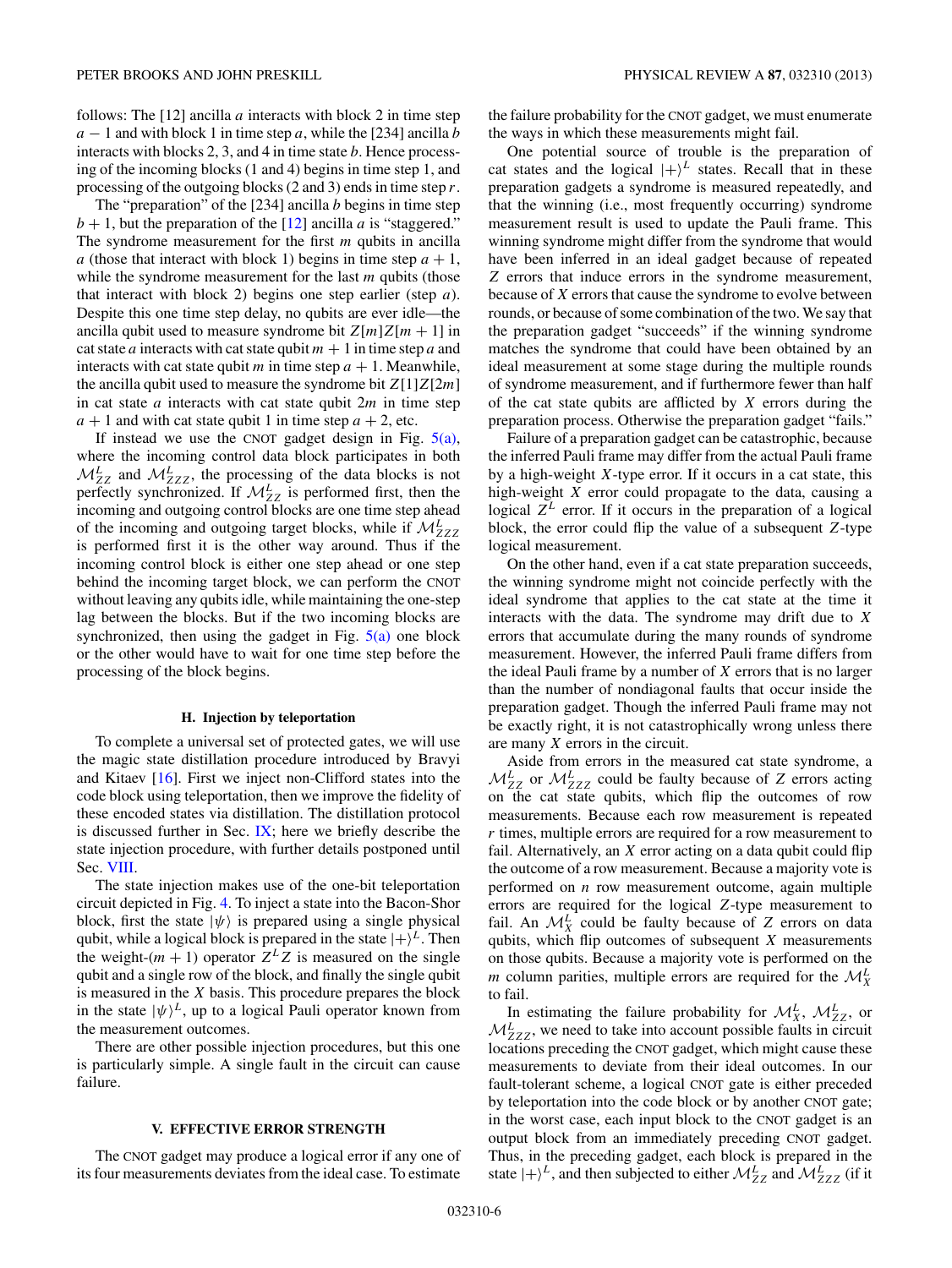follows: The [12] ancilla $a$ interacts with block 2 in time step $a-1$ and with block 1 in time step $a$, while the [234] ancilla $b$ interacts with blocks 2, 3, and 4 in time step $b$. Hence processing of the incoming blocks (1 and 4) begins in time step 1, and processing of the outgoing blocks (2 and 3) ends in time step $r$.

The "preparation" of the [234] ancilla $b$ begins in time step $b+1$, but the preparation of the [12] ancilla $a$ is "staggered." The syndrome measurement for the first $m$ qubits in ancilla $a$ (those that interact with block 1) begins in time step $a+1$, while the syndrome measurement for the last $m$ qubits (those that interact with block 2) begins one step earlier (step $a$). Despite this one time step delay, no qubits are ever idle—the ancilla qubit used to measure syndrome bit $Z[m]Z[m+1]$ in cat state $a$ interacts with cat state qubit $m+1$ in time step $a$ and interacts with cat state qubit $m$ in time step $a+1$. Meanwhile, the ancilla qubit used to measure the syndrome bit $Z[1]Z[2m]$ in cat state $a$ interacts with cat state qubit $2m$ in time step $a+1$ and with cat state qubit 1 in time step $a+2$, etc.

If instead we use the CNOT gadget design in Fig. 5(a), where the incoming control data block participates in both $\mathcal{M}_{ZZ}^L$ and $\mathcal{M}_{ZZZ}^L$, the processing of the data blocks is not perfectly synchronized. If $\mathcal{M}_{ZZ}^L$ is performed first, then the incoming and outgoing control blocks are one time step ahead of the incoming and outgoing target blocks, while if $\mathcal{M}_{ZZZ}^L$ is performed first it is the other way around. Thus if the incoming control block is either one step ahead or one step behind the incoming target block, we can perform the CNOT without leaving any qubits idle, while maintaining the one-step lag between the blocks. But if the two incoming blocks are synchronized, then using the gadget in Fig. 5(a) one block or the other would have to wait for one time step before the processing of the block begins.

### H. Injection by teleportation

To complete a universal set of protected gates, we will use the magic state distillation procedure introduced by Bravyi and Kitaev [16]. First we inject non-Clifford states into the code block using teleportation, then we improve the fidelity of these encoded states via distillation. The distillation protocol is discussed further in Sec. IX; here we briefly describe the state injection procedure, with further details postponed until Sec. VIII.

The state injection makes use of the one-bit teleportation circuit depicted in Fig. 4. To inject a state into the Bacon-Shor block, first the state $|\psi\rangle$ is prepared using a single physical qubit, while a logical block is prepared in the state $|+\rangle^L$. Then the weight-$(m+1)$ operator $Z^L Z$ is measured on the single qubit and a single row of the block, and finally the single qubit is measured in the $X$ basis. This procedure prepares the block in the state $|\psi\rangle^L$, up to a logical Pauli operator known from the measurement outcomes.

There are other possible injection procedures, but this one is particularly simple. A single fault in the circuit can cause failure.

## V. EFFECTIVE ERROR STRENGTH

The CNOT gadget may produce a logical error if any one of its four measurements deviates from the ideal case. To estimate the failure probability for the CNOT gadget, we must enumerate the ways in which these measurements might fail.

One potential source of trouble is the preparation of cat states and the logical $|+\rangle^L$ states. Recall that in these preparation gadgets a syndrome is measured repeatedly, and that the winning (i.e., most frequently occurring) syndrome measurement result is used to update the Pauli frame. This winning syndrome might differ from the syndrome that would have been inferred in an ideal gadget because of repeated $Z$ errors that induce errors in the syndrome measurement, because of $X$ errors that cause the syndrome to evolve between rounds, or because of some combination of the two. We say that the preparation gadget "succeeds" if the winning syndrome matches the syndrome that could have been obtained by an ideal measurement at some stage during the multiple rounds of syndrome measurement, and if furthermore fewer than half of the cat state qubits are afflicted by $X$ errors during the preparation process. Otherwise the preparation gadget "fails."

Failure of a preparation gadget can be catastrophic, because the inferred Pauli frame may differ from the actual Pauli frame by a high-weight $X$-type error. If it occurs in a cat state, this high-weight $X$ error could propagate to the data, causing a logical $Z^L$ error. If it occurs in the preparation of a logical block, the error could flip the value of a subsequent $Z$-type logical measurement.

On the other hand, even if a cat state preparation succeeds, the winning syndrome might not coincide perfectly with the ideal syndrome that applies to the cat state at the time it interacts with the data. The syndrome may drift due to $X$ errors that accumulate during the many rounds of syndrome measurement. However, the inferred Pauli frame differs from the ideal Pauli frame by a number of $X$ errors that is no larger than the number of nondiagonal faults that occur inside the preparation gadget. Though the inferred Pauli frame may not be exactly right, it is not catastrophically wrong unless there are many $X$ errors in the circuit.

Aside from errors in the measured cat state syndrome, a $\mathcal{M}_{ZZ}^L$ or $\mathcal{M}_{ZZZ}^L$ could be faulty because of $Z$ errors acting on the cat state qubits, which flip the outcomes of row measurements. Because each row measurement is repeated $r$ times, multiple errors are required for a row measurement to fail. Alternatively, an $X$ error acting on a data qubit could flip the outcome of a row measurement. Because a majority vote is performed on $n$ row measurement outcome, again multiple errors are required for the logical $Z$-type measurement to fail. An $\mathcal{M}_X^L$ could be faulty because of $Z$ errors on data qubits, which flip outcomes of subsequent $X$ measurements on those qubits. Because a majority vote is performed on the $m$ column parities, multiple errors are required for the $\mathcal{M}_X^L$ to fail.

In estimating the failure probability for $\mathcal{M}_X^L$, $\mathcal{M}_{ZZ}^L$, or $\mathcal{M}_{ZZZ}^L$, we need to take into account possible faults in circuit locations preceding the CNOT gadget, which might cause these measurements to deviate from their ideal outcomes. In our fault-tolerant scheme, a logical CNOT gate is either preceded by teleportation into the code block or by another CNOT gate; in the worst case, each input block to the CNOT gadget is an output block from an immediately preceding CNOT gadget. Thus, in the preceding gadget, each block is prepared in the state $|+\rangle^L$, and then subjected to either $\mathcal{M}_{ZZ}^L$ and $\mathcal{M}_{ZZZ}^L$ (if it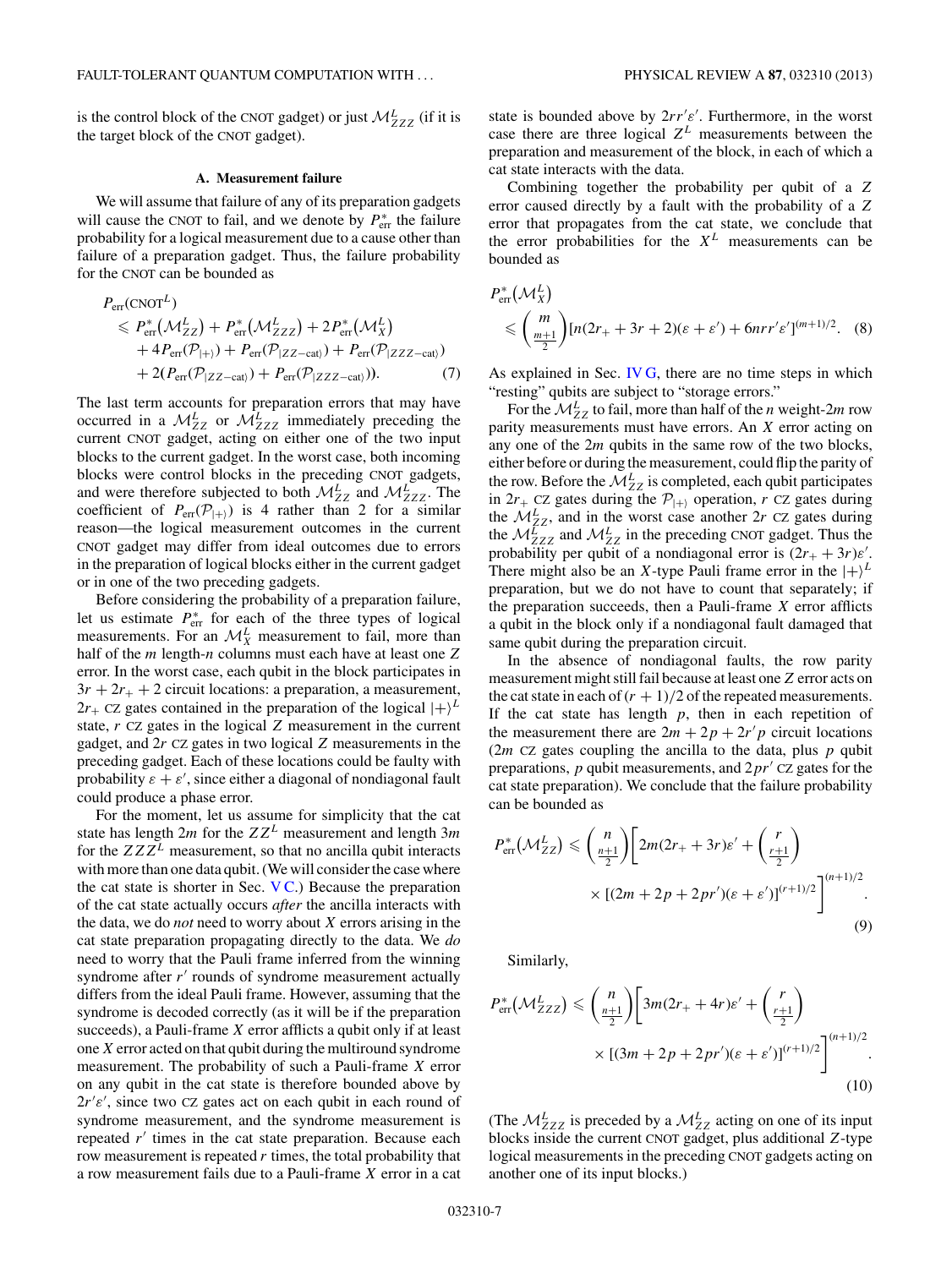is the control block of the CNOT gadget) or just $\mathcal{M}^L_{ZZZ}$ (if it is the target block of the CNOT gadget).

### A. Measurement failure

We will assume that failure of any of its preparation gadgets will cause the CNOT to fail, and we denote by $P^*_{\rm err}$ the failure probability for a logical measurement due to a cause other than failure of a preparation gadget. Thus, the failure probability for the CNOT can be bounded as

$$
\begin{aligned}
&P_{\rm err}(\text{CNOT}^L)\\
&\quad\leqslant P^*_{\rm err}\big(\mathcal{M}^L_{ZZ}\big)+P^*_{\rm err}\big(\mathcal{M}^L_{ZZZ}\big)+2P^*_{\rm err}\big(\mathcal{M}^L_{X}\big)\\
&\qquad+4P_{\rm err}(\mathcal{P}_{|+\rangle})+P_{\rm err}(\mathcal{P}_{|ZZ-\text{cat}\rangle})+P_{\rm err}(\mathcal{P}_{|ZZZ-\text{cat}\rangle})\\
&\qquad+2(P_{\rm err}(\mathcal{P}_{|ZZ-\text{cat}\rangle})+P_{\rm err}(\mathcal{P}_{|ZZZ-\text{cat}\rangle})). \qquad (7)
\end{aligned}
$$

The last term accounts for preparation errors that may have occurred in a $\mathcal{M}^L_{ZZ}$ or $\mathcal{M}^L_{ZZZ}$ immediately preceding the current CNOT gadget, acting on either one of the two input blocks to the current gadget. In the worst case, both incoming blocks were control blocks in the preceding CNOT gadgets, and were therefore subjected to both $\mathcal{M}^L_{ZZ}$ and $\mathcal{M}^L_{ZZZ}$. The coefficient of $P_{\rm err}(\mathcal{P}_{|+\rangle})$ is 4 rather than 2 for a similar reason—the logical measurement outcomes in the current CNOT gadget may differ from ideal outcomes due to errors in the preparation of logical blocks either in the current gadget or in one of the two preceding gadgets.

Before considering the probability of a preparation failure, let us estimate $P^*_{\rm err}$ for each of the three types of logical measurements. For an $\mathcal{M}^L_X$ measurement to fail, more than half of the $m$ length-$n$ columns must each have at least one $Z$ error. In the worst case, each qubit in the block participates in $3r+2r_+ +2$ circuit locations: a preparation, a measurement, $2r_+$ CZ gates contained in the preparation of the logical $|+\rangle^L$ state, $r$ CZ gates in the logical $Z$ measurement in the current gadget, and $2r$ CZ gates in two logical $Z$ measurements in the preceding gadget. Each of these locations could be faulty with probability $\varepsilon+\varepsilon'$, since either a diagonal of nondiagonal fault could produce a phase error.

For the moment, let us assume for simplicity that the cat state has length $2m$ for the $ZZ^L$ measurement and length $3m$ for the $ZZZ^L$ measurement, so that no ancilla qubit interacts with more than one data qubit. (We will consider the case where the cat state is shorter in Sec. V C.) Because the preparation of the cat state actually occurs *after* the ancilla interacts with the data, we do *not* need to worry about $X$ errors arising in the cat state preparation propagating directly to the data. We *do* need to worry that the Pauli frame inferred from the winning syndrome after $r'$ rounds of syndrome measurement actually differs from the ideal Pauli frame. However, assuming that the syndrome is decoded correctly (as it will be if the preparation succeeds), a Pauli-frame $X$ error afflicts a qubit only if at least one $X$ error acted on that qubit during the multiround syndrome measurement. The probability of such a Pauli-frame $X$ error on any qubit in the cat state is therefore bounded above by $2r'\varepsilon'$, since two CZ gates act on each qubit in each round of syndrome measurement, and the syndrome measurement is repeated $r'$ times in the cat state preparation. Because each row measurement is repeated $r$ times, the total probability that a row measurement fails due to a Pauli-frame $X$ error in a cat state is bounded above by $2rr'\varepsilon'$. Furthermore, in the worst case there are three logical $Z^L$ measurements between the preparation and measurement of the block, in each of which a cat state interacts with the data.

Combining together the probability per qubit of a $Z$ error caused directly by a fault with the probability of a $Z$ error that propagates from the cat state, we conclude that the error probabilities for the $X^L$ measurements can be bounded as

$$
P^*_{\rm err}\big(\mathcal{M}^L_X\big)\leqslant\binom{m}{\frac{m+1}{2}}[n(2r_+ +3r+2)(\varepsilon+\varepsilon')+6nrr'\varepsilon']^{(m+1)/2}. \quad (8)
$$

As explained in Sec. IV G, there are no time steps in which "resting" qubits are subject to "storage errors."

For the $\mathcal{M}^L_{ZZ}$ to fail, more than half of the $n$ weight-$2m$ row parity measurements must have errors. An $X$ error acting on any one of the $2m$ qubits in the same row of the two blocks, either before or during the measurement, could flip the parity of the row. Before the $\mathcal{M}^L_{ZZ}$ is completed, each qubit participates in $2r_+$ CZ gates during the $\mathcal{P}_{|+\rangle}$ operation, $r$ CZ gates during the $\mathcal{M}^L_{ZZ}$, and in the worst case another $2r$ CZ gates during the $\mathcal{M}^L_{ZZZ}$ and $\mathcal{M}^L_{ZZ}$ in the preceding CNOT gadget. Thus the probability per qubit of a nondiagonal error is $(2r_+ +3r)\varepsilon'$. There might also be an $X$-type Pauli frame error in the $|+\rangle^L$ preparation, but we do not have to count that separately; if the preparation succeeds, then a Pauli-frame $X$ error afflicts a qubit in the block only if a nondiagonal fault damaged that same qubit during the preparation circuit.

In the absence of nondiagonal faults, the row parity measurement might still fail because at least one $Z$ error acts on the cat state in each of $(r+1)/2$ of the repeated measurements. If the cat state has length $p$, then in each repetition of the measurement there are $2m+2p+2r'p$ circuit locations ($2m$ CZ gates coupling the ancilla to the data, plus $p$ qubit preparations, $p$ qubit measurements, and $2pr'$ CZ gates for the cat state preparation). We conclude that the failure probability can be bounded as

$$
\begin{aligned}
P^*_{\rm err}\big(\mathcal{M}^L_{ZZ}\big)\leqslant\binom{n}{\frac{n+1}{2}}\Bigg[&2m(2r_+ +3r)\varepsilon'+\binom{r}{\frac{r+1}{2}}\\
&\times[(2m+2p+2pr')(\varepsilon+\varepsilon')]^{(r+1)/2}\Bigg]^{(n+1)/2}. \qquad (9)
\end{aligned}
$$

Similarly,

$$
\begin{aligned}
P^*_{\rm err}\big(\mathcal{M}^L_{ZZZ}\big)\leqslant\binom{n}{\frac{n+1}{2}}\Bigg[&3m(2r_+ +4r)\varepsilon'+\binom{r}{\frac{r+1}{2}}\\
&\times[(3m+2p+2pr')(\varepsilon+\varepsilon')]^{(r+1)/2}\Bigg]^{(n+1)/2}. \qquad (10)
\end{aligned}
$$

(The $\mathcal{M}^L_{ZZZ}$ is preceded by a $\mathcal{M}^L_{ZZ}$ acting on one of its input blocks inside the current CNOT gadget, plus additional $Z$-type logical measurements in the preceding CNOT gadgets acting on another one of its input blocks.)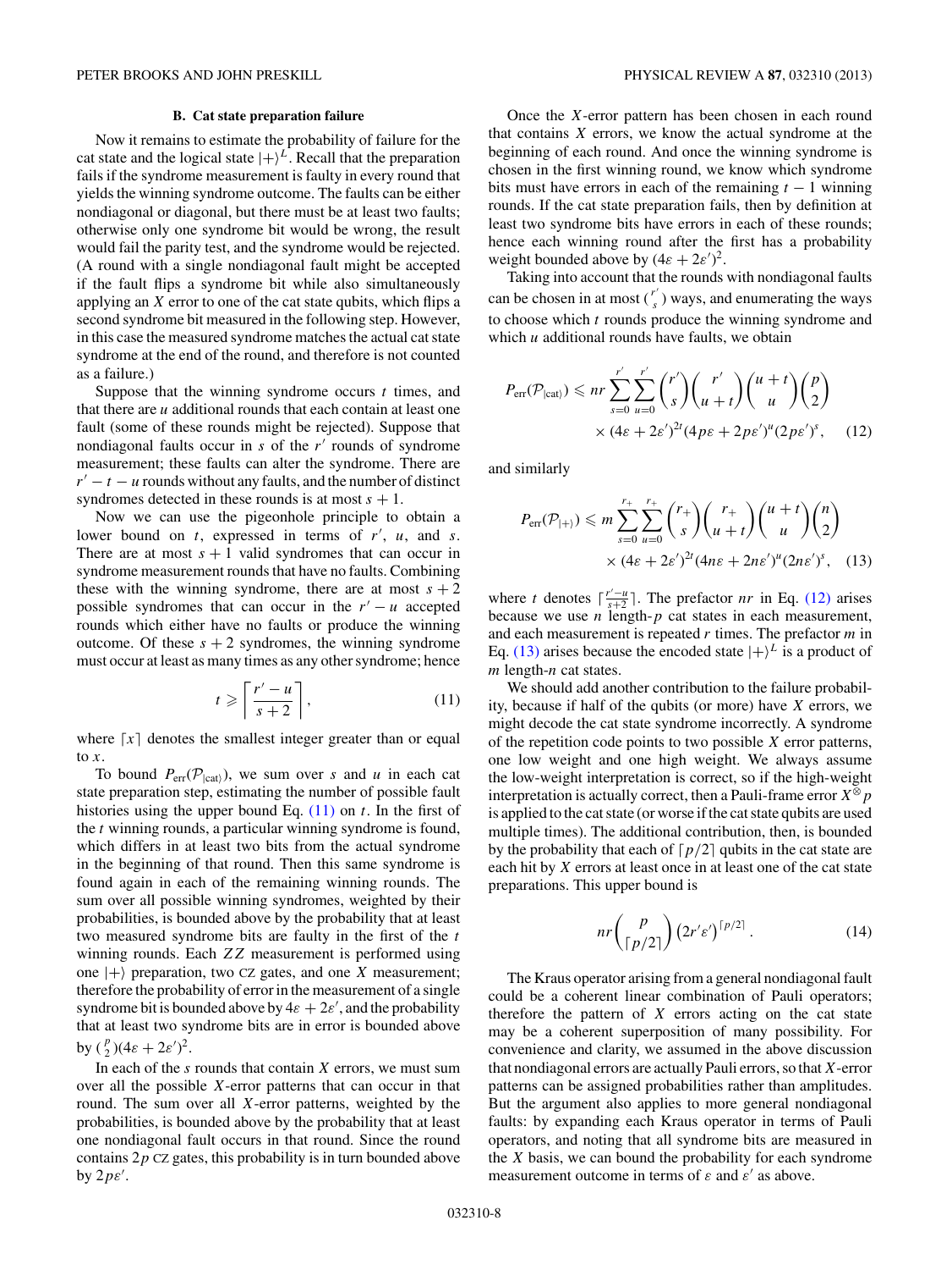### B. Cat state preparation failure

Now it remains to estimate the probability of failure for the cat state and the logical state $|+\rangle^L$. Recall that the preparation fails if the syndrome measurement is faulty in every round that yields the winning syndrome outcome. The faults can be either nondiagonal or diagonal, but there must be at least two faults; otherwise only one syndrome bit would be wrong, the result would fail the parity test, and the syndrome would be rejected. (A round with a single nondiagonal fault might be accepted if the fault flips a syndrome bit while also simultaneously applying an $X$ error to one of the cat state qubits, which flips a second syndrome bit measured in the following step. However, in this case the measured syndrome matches the actual cat state syndrome at the end of the round, and therefore is not counted as a failure.)

Suppose that the winning syndrome occurs $t$ times, and that there are $u$ additional rounds that each contain at least one fault (some of these rounds might be rejected). Suppose that nondiagonal faults occur in $s$ of the $r'$ rounds of syndrome measurement; these faults can alter the syndrome. There are $r' - t - u$ rounds without any faults, and the number of distinct syndromes detected in these rounds is at most $s + 1$.

Now we can use the pigeonhole principle to obtain a lower bound on $t$, expressed in terms of $r'$, $u$, and $s$. There are at most $s + 1$ valid syndromes that can occur in syndrome measurement rounds that have no faults. Combining these with the winning syndrome, there are at most $s + 2$ possible syndromes that can occur in the $r' - u$ accepted rounds which either have no faults or produce the winning outcome. Of these $s + 2$ syndromes, the winning syndrome must occur at least as many times as any other syndrome; hence

$$t \geqslant \left\lceil \frac{r' - u}{s + 2} \right\rceil, \tag{11}$$

where $\lceil x \rceil$ denotes the smallest integer greater than or equal to $x$.

To bound $P_{\rm err}(\mathcal{P}_{|{\rm cat}\rangle})$, we sum over $s$ and $u$ in each cat state preparation step, estimating the number of possible fault histories using the upper bound Eq. (11) on $t$. In the first of the $t$ winning rounds, a particular winning syndrome is found, which differs in at least two bits from the actual syndrome in the beginning of that round. Then this same syndrome is found again in each of the remaining winning rounds. The sum over all possible winning syndromes, weighted by their probabilities, is bounded above by the probability that at least two measured syndrome bits are faulty in the first of the $t$ winning rounds. Each $ZZ$ measurement is performed using one $|+\rangle$ preparation, two CZ gates, and one $X$ measurement; therefore the probability of error in the measurement of a single syndrome bit is bounded above by $4\varepsilon + 2\varepsilon'$, and the probability that at least two syndrome bits are in error is bounded above by $\binom{p}{2}(4\varepsilon + 2\varepsilon')^2$.

In each of the $s$ rounds that contain $X$ errors, we must sum over all the possible $X$-error patterns that can occur in that round. The sum over all $X$-error patterns, weighted by the probabilities, is bounded above by the probability that at least one nondiagonal fault occurs in that round. Since the round contains $2p$ CZ gates, this probability is in turn bounded above by $2p\varepsilon'$.

Once the $X$-error pattern has been chosen in each round that contains $X$ errors, we know the actual syndrome at the beginning of each round. And once the winning syndrome is chosen in the first winning round, we know which syndrome bits must have errors in each of the remaining $t - 1$ winning rounds. If the cat state preparation fails, then by definition at least two syndrome bits have errors in each of these rounds; hence each winning round after the first has a probability weight bounded above by $(4\varepsilon + 2\varepsilon')^2$.

Taking into account that the rounds with nondiagonal faults can be chosen in at most $\binom{r'}{s}$ ways, and enumerating the ways to choose which $t$ rounds produce the winning syndrome and which $u$ additional rounds have faults, we obtain

$$P_{\rm err}(\mathcal{P}_{|{\rm cat}\rangle}) \leqslant nr \sum_{s=0}^{r'} \sum_{u=0}^{r'} \binom{r'}{s} \binom{r'}{u+t} \binom{u+t}{u} \binom{p}{2} \times (4\varepsilon + 2\varepsilon')^{2t} (4p\varepsilon + 2p\varepsilon')^u (2p\varepsilon')^s, \tag{12}$$

and similarly

$$P_{\rm err}(\mathcal{P}_{|+\rangle}) \leqslant m \sum_{s=0}^{r_+} \sum_{u=0}^{r_+} \binom{r_+}{s} \binom{r_+}{u+t} \binom{u+t}{u} \binom{n}{2} \times (4\varepsilon + 2\varepsilon')^{2t} (4n\varepsilon + 2n\varepsilon')^u (2n\varepsilon')^s, \tag{13}$$

where $t$ denotes $\lceil \frac{r'-u}{s+2} \rceil$. The prefactor $nr$ in Eq. (12) arises because we use $n$ length-$p$ cat states in each measurement, and each measurement is repeated $r$ times. The prefactor $m$ in Eq. (13) arises because the encoded state $|+\rangle^L$ is a product of $m$ length-$n$ cat states.

We should add another contribution to the failure probability, because if half of the qubits (or more) have $X$ errors, we might decode the cat state syndrome incorrectly. A syndrome of the repetition code points to two possible $X$ error patterns, one low weight and one high weight. We always assume the low-weight interpretation is correct, so if the high-weight interpretation is actually correct, then a Pauli-frame error $X^{\otimes}p$ is applied to the cat state (or worse if the cat state qubits are used multiple times). The additional contribution, then, is bounded by the probability that each of $\lceil p/2 \rceil$ qubits in the cat state are each hit by $X$ errors at least once in at least one of the cat state preparations. This upper bound is

$$nr \binom{p}{\lceil p/2 \rceil} (2r'\varepsilon')^{\lceil p/2 \rceil}. \tag{14}$$

The Kraus operator arising from a general nondiagonal fault could be a coherent linear combination of Pauli operators; therefore the pattern of $X$ errors acting on the cat state may be a coherent superposition of many possibility. For convenience and clarity, we assumed in the above discussion that nondiagonal errors are actually Pauli errors, so that $X$-error patterns can be assigned probabilities rather than amplitudes. But the argument also applies to more general nondiagonal faults: by expanding each Kraus operator in terms of Pauli operators, and noting that all syndrome bits are measured in the $X$ basis, we can bound the probability for each syndrome measurement outcome in terms of $\varepsilon$ and $\varepsilon'$ as above.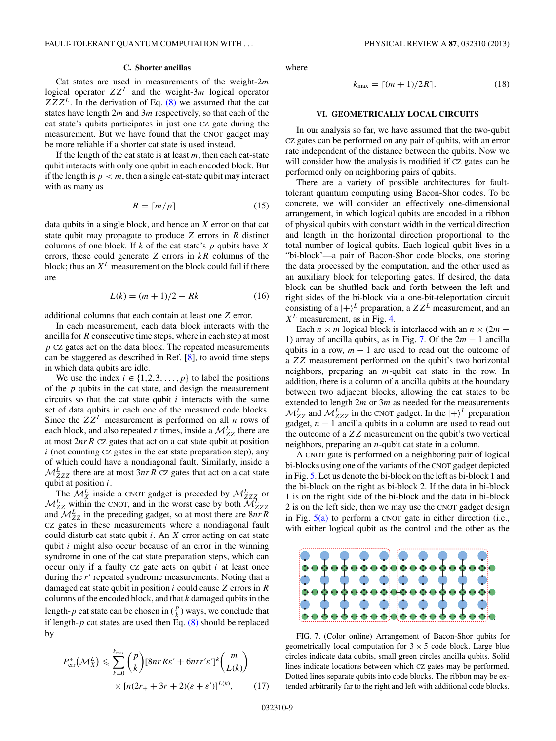### C. Shorter ancillas

Cat states are used in measurements of the weight-$2m$ logical operator $ZZ^L$ and the weight-$3m$ logical operator $ZZZ^L$. In the derivation of Eq. (8) we assumed that the cat states have length $2m$ and $3m$ respectively, so that each of the cat state's qubits participates in just one CZ gate during the measurement. But we have found that the CNOT gadget may be more reliable if a shorter cat state is used instead.

If the length of the cat state is at least $m$, then each cat-state qubit interacts with only one qubit in each encoded block. But if the length is $p < m$, then a single cat-state qubit may interact with as many as

$$R = \lceil m/p \rceil \tag{15}$$

data qubits in a single block, and hence an $X$ error on that cat state qubit may propagate to produce $Z$ errors in $R$ distinct columns of one block. If $k$ of the cat state's $p$ qubits have $X$ errors, these could generate $Z$ errors in $kR$ columns of the block; thus an $X^L$ measurement on the block could fail if there are

$$L(k) = (m+1)/2 - Rk \tag{16}$$

additional columns that each contain at least one $Z$ error.

In each measurement, each data block interacts with the ancilla for $R$ consecutive time steps, where in each step at most $p$ CZ gates act on the data block. The repeated measurements can be staggered as described in Ref. [8], to avoid time steps in which data qubits are idle.

We use the index $i \in \{1,2,3,\ldots,p\}$ to label the positions of the $p$ qubits in the cat state, and design the measurement circuits so that the cat state qubit $i$ interacts with the same set of data qubits in each one of the measured code blocks. Since the $ZZ^L$ measurement is performed on all $n$ rows of each block, and also repeated $r$ times, inside a $\mathcal{M}_{ZZ}^L$ there are at most $2nrR$ CZ gates that act on a cat state qubit at position $i$ (not counting CZ gates in the cat state preparation step), any of which could have a nondiagonal fault. Similarly, inside a $\mathcal{M}_{ZZZ}^L$ there are at most $3nrR$ CZ gates that act on a cat state qubit at position $i$.

The $\mathcal{M}_X^L$ inside a CNOT gadget is preceded by $\mathcal{M}_{ZZZ}^L$ or $\mathcal{M}_{ZZ}^L$ within the CNOT, and in the worst case by both $\mathcal{M}_{ZZZ}^L$ and $\mathcal{M}_{ZZ}^L$ in the preceding gadget, so at most there are $8nrR$ CZ gates in these measurements where a nondiagonal fault could disturb cat state qubit $i$. An $X$ error acting on cat state qubit $i$ might also occur because of an error in the winning syndrome in one of the cat state preparation steps, which can occur only if a faulty CZ gate acts on qubit $i$ at least once during the $r'$ repeated syndrome measurements. Noting that a damaged cat state qubit in position $i$ could cause $Z$ errors in $R$ columns of the encoded block, and that $k$ damaged qubits in the length-$p$ cat state can be chosen in $\binom{p}{k}$ ways, we conclude that if length-$p$ cat states are used then Eq. (8) should be replaced by

$$P_{\rm err}^*(\mathcal{M}_X^L) \leqslant \sum_{k=0}^{k_{\rm max}} \binom{p}{k} [8nrR\varepsilon' + 6nrr'\varepsilon']^k \binom{m}{L(k)} \times [n(2r_+ + 3r + 2)(\varepsilon + \varepsilon')]^{L(k)}, \tag{17}$$

where

$$k_{\rm max} = \lceil (m+1)/2R \rceil. \tag{18}$$

## VI. GEOMETRICALLY LOCAL CIRCUITS

In our analysis so far, we have assumed that the two-qubit CZ gates can be performed on any pair of qubits, with an error rate independent of the distance between the qubits. Now we will consider how the analysis is modified if CZ gates can be performed only on neighboring pairs of qubits.

There are a variety of possible architectures for fault-tolerant quantum computing using Bacon-Shor codes. To be concrete, we will consider an effectively one-dimensional arrangement, in which logical qubits are encoded in a ribbon of physical qubits with constant width in the vertical direction and length in the horizontal direction proportional to the total number of logical qubits. Each logical qubit lives in a "bi-block"—a pair of Bacon-Shor code blocks, one storing the data processed by the computation, and the other used as an auxiliary block for teleporting gates. If desired, the data block can be shuffled back and forth between the left and right sides of the bi-block via a one-bit-teleportation circuit consisting of a $|+\rangle^L$ preparation, a $ZZ^L$ measurement, and an $X^L$ measurement, as in Fig. 4.

Each $n \times m$ logical block is interlaced with an $n \times (2m-1)$ array of ancilla qubits, as in Fig. 7. Of the $2m-1$ ancilla qubits in a row, $m-1$ are used to read out the outcome of a $ZZ$ measurement performed on the qubit's two horizontal neighbors, preparing an $m$-qubit cat state in the row. In addition, there is a column of $n$ ancilla qubits at the boundary between two adjacent blocks, allowing the cat states to be extended to length $2m$ or $3m$ as needed for the measurements $\mathcal{M}_{ZZ}^L$ and $\mathcal{M}_{ZZZ}^L$ in the CNOT gadget. In the $|+\rangle^L$ preparation gadget, $n-1$ ancilla qubits in a column are used to read out the outcome of a $ZZ$ measurement on the qubit's two vertical neighbors, preparing an $n$-qubit cat state in a column.

A CNOT gate is performed on a neighboring pair of logical bi-blocks using one of the variants of the CNOT gadget depicted in Fig. 5. Let us denote the bi-block on the left as bi-block 1 and the bi-block on the right as bi-block 2. If the data in bi-block 1 is on the right side of the bi-block and the data in bi-block 2 is on the left side, then we may use the CNOT gadget design in Fig. 5(a) to perform a CNOT gate in either direction (i.e., with either logical qubit as the control and the other as the

FIG. 7. (Color online) Arrangement of Bacon-Shor qubits for geometrically local computation for $3 \times 5$ code block. Large blue circles indicate data qubits, small green circles ancilla qubits. Solid lines indicate locations between which CZ gates may be performed. Dotted lines separate qubits into code blocks. The ribbon may be extended arbitrarily far to the right and left with additional code blocks.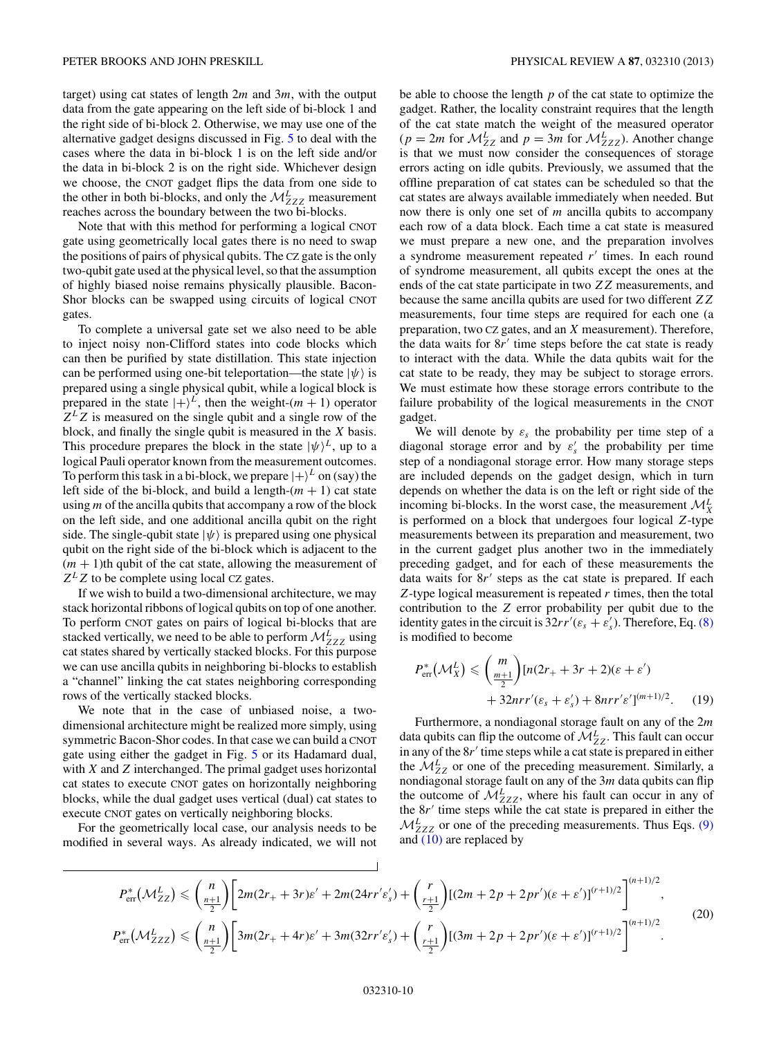target) using cat states of length $2m$ and $3m$, with the output data from the gate appearing on the left side of bi-block 1 and the right side of bi-block 2. Otherwise, we may use one of the alternative gadget designs discussed in Fig. 5 to deal with the cases where the data in bi-block 1 is on the left side and/or the data in bi-block 2 is on the right side. Whichever design we choose, the CNOT gadget flips the data from one side to the other in both bi-blocks, and only the $\mathcal{M}_{ZZZ}^L$ measurement reaches across the boundary between the two bi-blocks.

Note that with this method for performing a logical CNOT gate using geometrically local gates there is no need to swap the positions of pairs of physical qubits. The CZ gate is the only two-qubit gate used at the physical level, so that the assumption of highly biased noise remains physically plausible. Bacon-Shor blocks can be swapped using circuits of logical CNOT gates.

To complete a universal gate set we also need to be able to inject noisy non-Clifford states into code blocks which can then be purified by state distillation. This state injection can be performed using one-bit teleportation—the state $|\psi\rangle$ is prepared using a single physical qubit, while a logical block is prepared in the state $|+\rangle^L$, then the weight-$(m+1)$ operator $Z^L Z$ is measured on the single qubit and a single row of the block, and finally the single qubit is measured in the $X$ basis. This procedure prepares the block in the state $|\psi\rangle^L$, up to a logical Pauli operator known from the measurement outcomes. To perform this task in a bi-block, we prepare $|+\rangle^L$ on (say) the left side of the bi-block, and build a length-$(m+1)$ cat state using $m$ of the ancilla qubits that accompany a row of the block on the left side, and one additional ancilla qubit on the right side. The single-qubit state $|\psi\rangle$ is prepared using one physical qubit on the right side of the bi-block which is adjacent to the $(m+1)$th qubit of the cat state, allowing the measurement of $Z^L Z$ to be complete using local CZ gates.

If we wish to build a two-dimensional architecture, we may stack horizontal ribbons of logical qubits on top of one another. To perform CNOT gates on pairs of logical bi-blocks that are stacked vertically, we need to be able to perform $\mathcal{M}_{ZZZ}^L$ using cat states shared by vertically stacked blocks. For this purpose we can use ancilla qubits in neighboring bi-blocks to establish a "channel" linking the cat states neighboring corresponding rows of the vertically stacked blocks.

We note that in the case of unbiased noise, a two-dimensional architecture might be realized more simply, using symmetric Bacon-Shor codes. In that case we can build a CNOT gate using either the gadget in Fig. 5 or its Hadamard dual, with $X$ and $Z$ interchanged. The primal gadget uses horizontal cat states to execute CNOT gates on horizontally neighboring blocks, while the dual gadget uses vertical (dual) cat states to execute CNOT gates on vertically neighboring blocks.

For the geometrically local case, our analysis needs to be modified in several ways. As already indicated, we will not be able to choose the length $p$ of the cat state to optimize the gadget. Rather, the locality constraint requires that the length of the cat state match the weight of the measured operator ($p = 2m$ for $\mathcal{M}_{ZZ}^L$ and $p = 3m$ for $\mathcal{M}_{ZZZ}^L$). Another change is that we must now consider the consequences of storage errors acting on idle qubits. Previously, we assumed that the offline preparation of cat states can be scheduled so that the cat states are always available immediately when needed. But now there is only one set of $m$ ancilla qubits to accompany each row of a data block. Each time a cat state is measured we must prepare a new one, and the preparation involves a syndrome measurement repeated $r'$ times. In each round of syndrome measurement, all qubits except the ones at the ends of the cat state participate in two $ZZ$ measurements, and because the same ancilla qubits are used for two different $ZZ$ measurements, four time steps are required for each one (a preparation, two CZ gates, and an $X$ measurement). Therefore, the data waits for $8r'$ time steps before the cat state is ready to interact with the data. While the data qubits wait for the cat state to be ready, they may be subject to storage errors. We must estimate how these storage errors contribute to the failure probability of the logical measurements in the CNOT gadget.

We will denote by $\varepsilon_s$ the probability per time step of a diagonal storage error and by $\varepsilon_s'$ the probability per time step of a nondiagonal storage error. How many storage steps are included depends on the gadget design, which in turn depends on whether the data is on the left or right side of the incoming bi-blocks. In the worst case, the measurement $\mathcal{M}_X^L$ is performed on a block that undergoes four logical $Z$-type measurements between its preparation and measurement, two in the current gadget plus another two in the immediately preceding gadget, and for each of these measurements the data waits for $8r'$ steps as the cat state is prepared. If each $Z$-type logical measurement is repeated $r$ times, then the total contribution to the $Z$ error probability per qubit due to the identity gates in the circuit is $32rr'(\varepsilon_s + \varepsilon_s')$. Therefore, Eq. (8) is modified to become

$$P_{\text{err}}^*(\mathcal{M}_X^L) \leqslant \binom{m}{\frac{m+1}{2}}[n(2r_+ + 3r + 2)(\varepsilon + \varepsilon') + 32nrr'(\varepsilon_s + \varepsilon_s') + 8nrr'\varepsilon']^{(m+1)/2}. \tag{19}$$

Furthermore, a nondiagonal storage fault on any of the $2m$ data qubits can flip the outcome of $\mathcal{M}_{ZZ}^L$. This fault can occur in any of the $8r'$ time steps while a cat state is prepared in either the $\mathcal{M}_{ZZ}^L$ or one of the preceding measurement. Similarly, a nondiagonal storage fault on any of the $3m$ data qubits can flip the outcome of $\mathcal{M}_{ZZZ}^L$, where his fault can occur in any of the $8r'$ time steps while the cat state is prepared in either the $\mathcal{M}_{ZZZ}^L$ or one of the preceding measurements. Thus Eqs. (9) and (10) are replaced by

$$\begin{aligned}
P_{\text{err}}^*(\mathcal{M}_{ZZ}^L) &\leqslant \binom{n}{\frac{n+1}{2}}\left[2m(2r_+ + 3r)\varepsilon' + 2m(24rr'\varepsilon_s') + \binom{r}{\frac{r+1}{2}}[(2m + 2p + 2pr')(\varepsilon + \varepsilon')]^{(r+1)/2}\right]^{(n+1)/2}, \\
P_{\text{err}}^*(\mathcal{M}_{ZZZ}^L) &\leqslant \binom{n}{\frac{n+1}{2}}\left[3m(2r_+ + 4r)\varepsilon' + 3m(32rr'\varepsilon_s') + \binom{r}{\frac{r+1}{2}}[(3m + 2p + 2pr')(\varepsilon + \varepsilon')]^{(r+1)/2}\right]^{(n+1)/2}.
\end{aligned} \tag{20}$$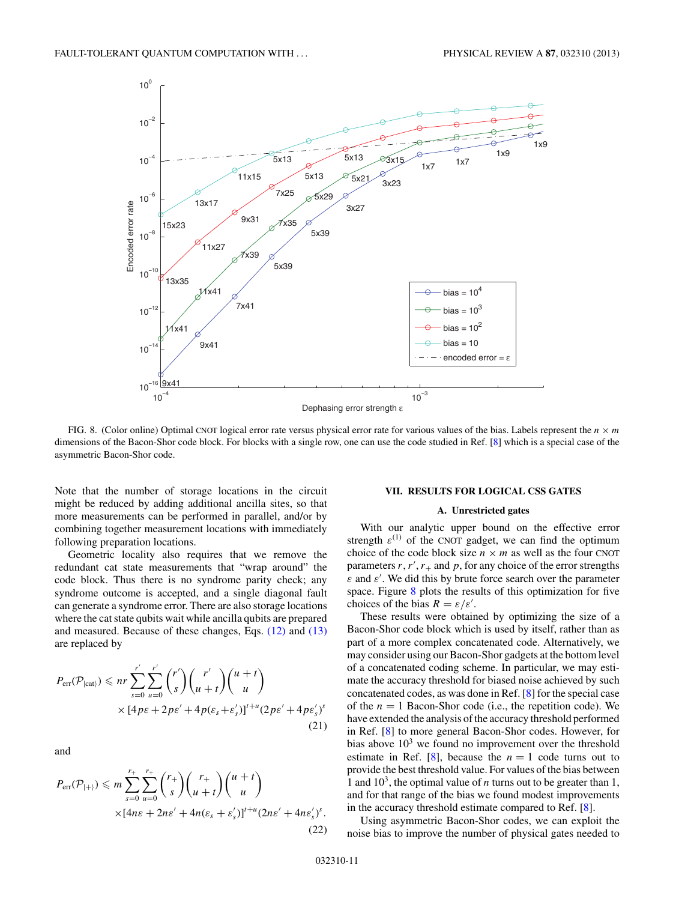FIG. 8. (Color online) Optimal CNOT logical error rate versus physical error rate for various values of the bias. Labels represent the $n \times m$ dimensions of the Bacon-Shor code block. For blocks with a single row, one can use the code studied in Ref. [8] which is a special case of the asymmetric Bacon-Shor code.

Note that the number of storage locations in the circuit might be reduced by adding additional ancilla sites, so that more measurements can be performed in parallel, and/or by combining together measurement locations with immediately following preparation locations.

Geometric locality also requires that we remove the redundant cat state measurements that "wrap around" the code block. Thus there is no syndrome parity check; any syndrome outcome is accepted, and a single diagonal fault can generate a syndrome error. There are also storage locations where the cat state qubits wait while ancilla qubits are prepared and measured. Because of these changes, Eqs. (12) and (13) are replaced by

$$P_{\rm err}(\mathcal{P}_{|{\rm cat}\rangle}) \leqslant nr \sum_{s=0}^{r'} \sum_{u=0}^{r'} \binom{r'}{s} \binom{r'}{u+t} \binom{u+t}{u} \times [4p\varepsilon + 2p\varepsilon' + 4p(\varepsilon_s + \varepsilon_s')]^{t+u} (2p\varepsilon' + 4p\varepsilon_s')^s \tag{21}$$

and

$$P_{\rm err}(\mathcal{P}_{|+\rangle}) \leqslant m \sum_{s=0}^{r_+} \sum_{u=0}^{r_+} \binom{r_+}{s} \binom{r_+}{u+t} \binom{u+t}{u} \times [4n\varepsilon + 2n\varepsilon' + 4n(\varepsilon_s + \varepsilon_s')]^{t+u} (2n\varepsilon' + 4n\varepsilon_s')^s. \tag{22}$$

## VII. RESULTS FOR LOGICAL CSS GATES

### A. Unrestricted gates

With our analytic upper bound on the effective error strength $\varepsilon^{(1)}$ of the CNOT gadget, we can find the optimum choice of the code block size $n \times m$ as well as the four CNOT parameters $r, r', r_+$ and $p$, for any choice of the error strengths $\varepsilon$ and $\varepsilon'$. We did this by brute force search over the parameter space. Figure 8 plots the results of this optimization for five choices of the bias $R = \varepsilon/\varepsilon'$.

These results were obtained by optimizing the size of a Bacon-Shor code block which is used by itself, rather than as part of a more complex concatenated code. Alternatively, we may consider using our Bacon-Shor gadgets at the bottom level of a concatenated coding scheme. In particular, we may estimate the accuracy threshold for biased noise achieved by such concatenated codes, as was done in Ref. [8] for the special case of the $n = 1$ Bacon-Shor code (i.e., the repetition code). We have extended the analysis of the accuracy threshold performed in Ref. [8] to more general Bacon-Shor codes. However, for bias above $10^3$ we found no improvement over the threshold estimate in Ref. [8], because the $n = 1$ code turns out to provide the best threshold value. For values of the bias between 1 and $10^3$, the optimal value of $n$ turns out to be greater than 1, and for that range of the bias we found modest improvements in the accuracy threshold estimate compared to Ref. [8].

Using asymmetric Bacon-Shor codes, we can exploit the noise bias to improve the number of physical gates needed to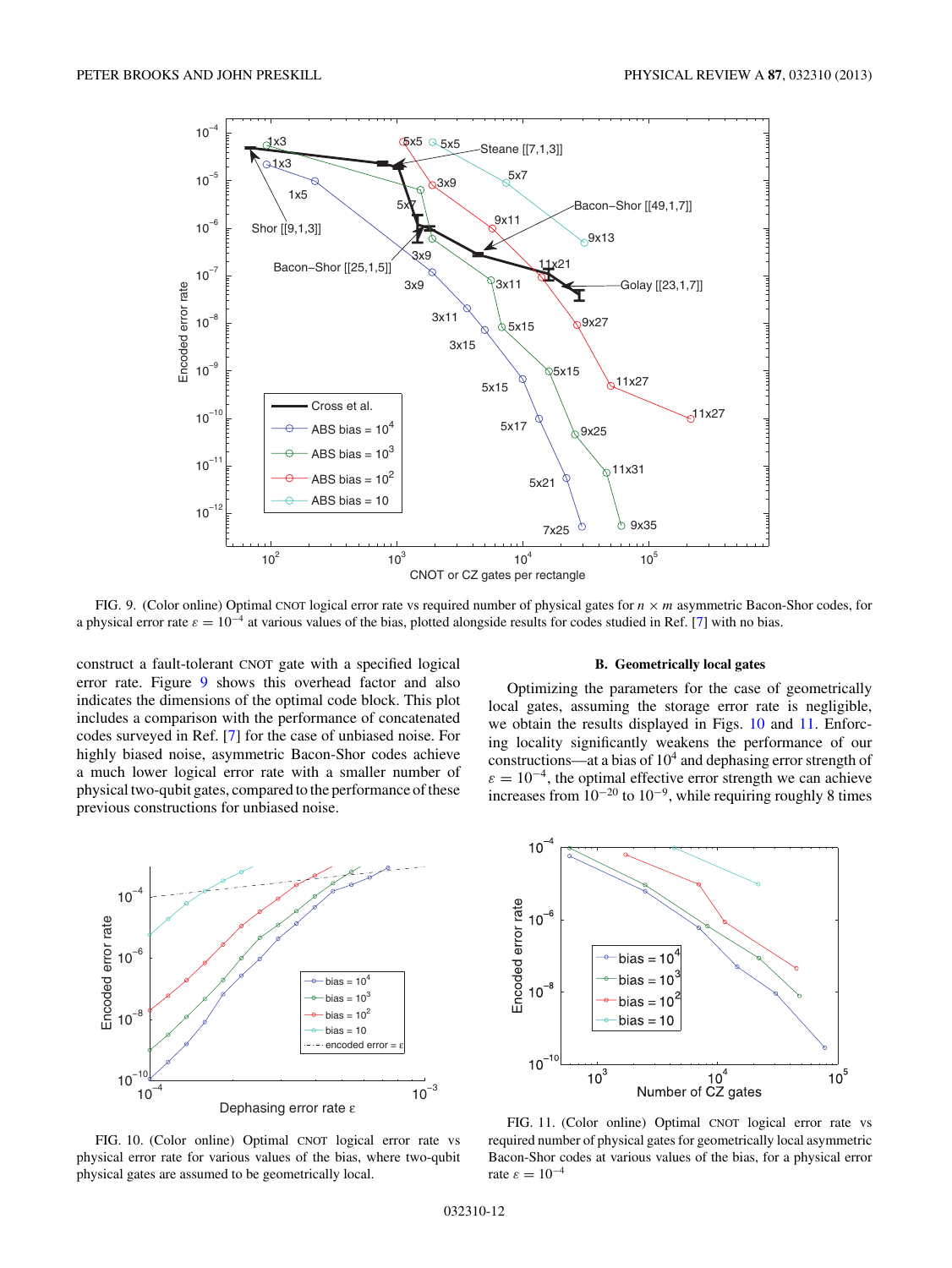FIG. 9. (Color online) Optimal CNOT logical error rate vs required number of physical gates for $n \times m$ asymmetric Bacon-Shor codes, for a physical error rate $\varepsilon = 10^{-4}$ at various values of the bias, plotted alongside results for codes studied in Ref. [7] with no bias.

construct a fault-tolerant CNOT gate with a specified logical error rate. Figure 9 shows this overhead factor and also indicates the dimensions of the optimal code block. This plot includes a comparison with the performance of concatenated codes surveyed in Ref. [7] for the case of unbiased noise. For highly biased noise, asymmetric Bacon-Shor codes achieve a much lower logical error rate with a smaller number of physical two-qubit gates, compared to the performance of these previous constructions for unbiased noise.

### B. Geometrically local gates

Optimizing the parameters for the case of geometrically local gates, assuming the storage error rate is negligible, we obtain the results displayed in Figs. 10 and 11. Enforcing locality significantly weakens the performance of our constructions—at a bias of $10^4$ and dephasing error strength of $\varepsilon = 10^{-4}$, the optimal effective error strength we can achieve increases from $10^{-20}$ to $10^{-9}$, while requiring roughly 8 times

FIG. 10. (Color online) Optimal CNOT logical error rate vs physical error rate for various values of the bias, where two-qubit physical gates are assumed to be geometrically local.

FIG. 11. (Color online) Optimal CNOT logical error rate vs required number of physical gates for geometrically local asymmetric Bacon-Shor codes at various values of the bias, for a physical error rate $\varepsilon = 10^{-4}$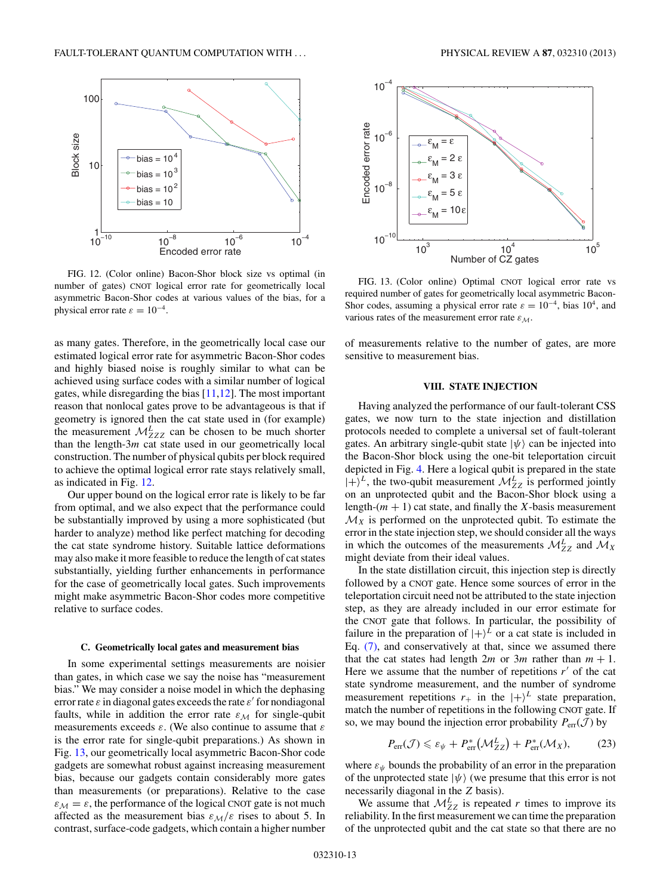FIG. 12. (Color online) Bacon-Shor block size vs optimal (in number of gates) CNOT logical error rate for geometrically local asymmetric Bacon-Shor codes at various values of the bias, for a physical error rate $\varepsilon = 10^{-4}$.

FIG. 13. (Color online) Optimal CNOT logical error rate vs required number of gates for geometrically local asymmetric Bacon-Shor codes, assuming a physical error rate $\varepsilon = 10^{-4}$, bias $10^4$, and various rates of the measurement error rate $\varepsilon_{\mathcal{M}}$.

as many gates. Therefore, in the geometrically local case our estimated logical error rate for asymmetric Bacon-Shor codes and highly biased noise is roughly similar to what can be achieved using surface codes with a similar number of logical gates, while disregarding the bias [11,12]. The most important reason that nonlocal gates prove to be advantageous is that if geometry is ignored then the cat state used in (for example) the measurement $\mathcal{M}_{ZZZ}^L$ can be chosen to be much shorter than the length-$3m$ cat state used in our geometrically local construction. The number of physical qubits per block required to achieve the optimal logical error rate stays relatively small, as indicated in Fig. 12.

Our upper bound on the logical error rate is likely to be far from optimal, and we also expect that the performance could be substantially improved by using a more sophisticated (but harder to analyze) method like perfect matching for decoding the cat state syndrome history. Suitable lattice deformations may also make it more feasible to reduce the length of cat states substantially, yielding further enhancements in performance for the case of geometrically local gates. Such improvements might make asymmetric Bacon-Shor codes more competitive relative to surface codes.

### C. Geometrically local gates and measurement bias

In some experimental settings measurements are noisier than gates, in which case we say the noise has "measurement bias." We may consider a noise model in which the dephasing error rate $\varepsilon$ in diagonal gates exceeds the rate $\varepsilon'$ for nondiagonal faults, while in addition the error rate $\varepsilon_{\mathcal{M}}$ for single-qubit measurements exceeds $\varepsilon$. (We also continue to assume that $\varepsilon$ is the error rate for single-qubit preparations.) As shown in Fig. 13, our geometrically local asymmetric Bacon-Shor code gadgets are somewhat robust against increasing measurement bias, because our gadgets contain considerably more gates than measurements (or preparations). Relative to the case $\varepsilon_{\mathcal{M}} = \varepsilon$, the performance of the logical CNOT gate is not much affected as the measurement bias $\varepsilon_{\mathcal{M}}/\varepsilon$ rises to about 5. In contrast, surface-code gadgets, which contain a higher number of measurements relative to the number of gates, are more sensitive to measurement bias.

## VIII. STATE INJECTION

Having analyzed the performance of our fault-tolerant CSS gates, we now turn to the state injection and distillation protocols needed to complete a universal set of fault-tolerant gates. An arbitrary single-qubit state $|\psi\rangle$ can be injected into the Bacon-Shor block using the one-bit teleportation circuit depicted in Fig. 4. Here a logical qubit is prepared in the state $|+\rangle^L$, the two-qubit measurement $\mathcal{M}_{ZZ}^L$ is performed jointly on an unprotected qubit and the Bacon-Shor block using a length-$(m+1)$ cat state, and finally the $X$-basis measurement $\mathcal{M}_X$ is performed on the unprotected qubit. To estimate the error in the state injection step, we should consider all the ways in which the outcomes of the measurements $\mathcal{M}_{ZZ}^L$ and $\mathcal{M}_X$ might deviate from their ideal values.

In the state distillation circuit, this injection step is directly followed by a CNOT gate. Hence some sources of error in the teleportation circuit need not be attributed to the state injection step, as they are already included in our error estimate for the CNOT gate that follows. In particular, the possibility of failure in the preparation of $|+\rangle^L$ or a cat state is included in Eq. (7), and conservatively at that, since we assumed there that the cat states had length $2m$ or $3m$ rather than $m+1$. Here we assume that the number of repetitions $r'$ of the cat state syndrome measurement, and the number of syndrome measurement repetitions $r_+$ in the $|+\rangle^L$ state preparation, match the number of repetitions in the following CNOT gate. If so, we may bound the injection error probability $P_{\rm err}(\mathcal{J})$ by

$$P_{\rm err}(\mathcal{J}) \leqslant \varepsilon_\psi + P^*_{\rm err}(\mathcal{M}_{ZZ}^L) + P^*_{\rm err}(\mathcal{M}_X), \tag{23}$$

where $\varepsilon_\psi$ bounds the probability of an error in the preparation of the unprotected state $|\psi\rangle$ (we presume that this error is not necessarily diagonal in the $Z$ basis).

We assume that $\mathcal{M}_{ZZ}^L$ is repeated $r$ times to improve its reliability. In the first measurement we can time the preparation of the unprotected qubit and the cat state so that there are no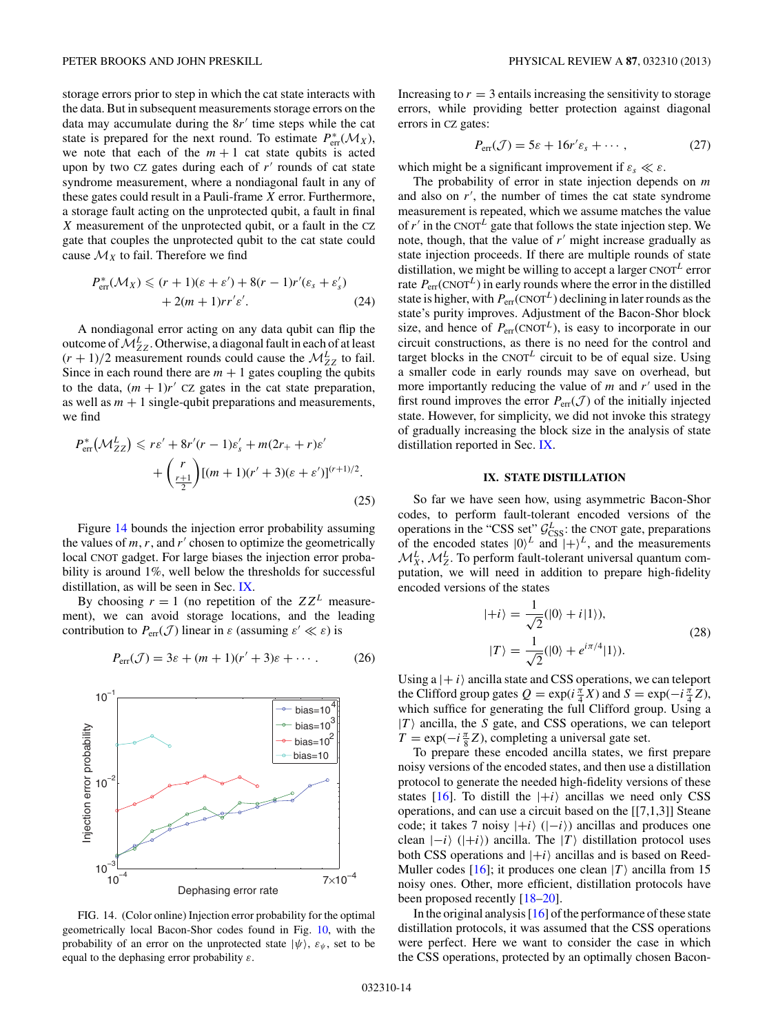storage errors prior to step in which the cat state interacts with the data. But in subsequent measurements storage errors on the data may accumulate during the $8r'$ time steps while the cat state is prepared for the next round. To estimate $P^*_{\rm err}(\mathcal{M}_X)$, we note that each of the $m+1$ cat state qubits is acted upon by two CZ gates during each of $r'$ rounds of cat state syndrome measurement, where a nondiagonal fault in any of these gates could result in a Pauli-frame $X$ error. Furthermore, a storage fault acting on the unprotected qubit, a fault in final $X$ measurement of the unprotected qubit, or a fault in the CZ gate that couples the unprotected qubit to the cat state could cause $\mathcal{M}_X$ to fail. Therefore we find

$$P^*_{\rm err}(\mathcal{M}_X) \leqslant (r+1)(\varepsilon+\varepsilon') + 8(r-1)r'(\varepsilon_s+\varepsilon'_s) + 2(m+1)rr'\varepsilon'. \tag{24}$$

A nondiagonal error acting on any data qubit can flip the outcome of $\mathcal{M}^L_{ZZ}$. Otherwise, a diagonal fault in each of at least $(r+1)/2$ measurement rounds could cause the $\mathcal{M}^L_{ZZ}$ to fail. Since in each round there are $m+1$ gates coupling the qubits to the data, $(m+1)r'$ CZ gates in the cat state preparation, as well as $m+1$ single-qubit preparations and measurements, we find

$$P^*_{\rm err}(\mathcal{M}^L_{ZZ}) \leqslant r\varepsilon' + 8r'(r-1)\varepsilon'_s + m(2r_+ + r)\varepsilon' + \binom{r}{\frac{r+1}{2}}[(m+1)(r'+3)(\varepsilon+\varepsilon')]^{(r+1)/2}. \tag{25}$$

Figure 14 bounds the injection error probability assuming the values of $m$, $r$, and $r'$ chosen to optimize the geometrically local CNOT gadget. For large biases the injection error probability is around 1%, well below the thresholds for successful distillation, as will be seen in Sec. IX.

By choosing $r=1$ (no repetition of the $ZZ^L$ measurement), we can avoid storage locations, and the leading contribution to $P_{\rm err}(\mathcal{J})$ linear in $\varepsilon$ (assuming $\varepsilon' \ll \varepsilon$) is

$$P_{\rm err}(\mathcal{J}) = 3\varepsilon + (m+1)(r'+3)\varepsilon + \cdots . \tag{26}$$

FIG. 14. (Color online) Injection error probability for the optimal geometrically local Bacon-Shor codes found in Fig. 10, with the probability of an error on the unprotected state $|\psi\rangle$, $\varepsilon_\psi$, set to be equal to the dephasing error probability $\varepsilon$.

Increasing to $r=3$ entails increasing the sensitivity to storage errors, while providing better protection against diagonal errors in CZ gates:

$$P_{\rm err}(\mathcal{J}) = 5\varepsilon + 16r'\varepsilon_s + \cdots , \tag{27}$$

which might be a significant improvement if $\varepsilon_s \ll \varepsilon$.

The probability of error in state injection depends on $m$ and also on $r'$, the number of times the cat state syndrome measurement is repeated, which we assume matches the value of $r'$ in the CNOT$^L$ gate that follows the state injection step. We note, though, that the value of $r'$ might increase gradually as state injection proceeds. If there are multiple rounds of state distillation, we might be willing to accept a larger CNOT$^L$ error rate $P_{\rm err}(\text{CNOT}^L)$ in early rounds where the error in the distilled state is higher, with $P_{\rm err}(\text{CNOT}^L)$ declining in later rounds as the state's purity improves. Adjustment of the Bacon-Shor block size, and hence of $P_{\rm err}(\text{CNOT}^L)$, is easy to incorporate in our circuit constructions, as there is no need for the control and target blocks in the CNOT$^L$ circuit to be of equal size. Using a smaller code in early rounds may save on overhead, but more importantly reducing the value of $m$ and $r'$ used in the first round improves the error $P_{\rm err}(\mathcal{J})$ of the initially injected state. However, for simplicity, we did not invoke this strategy of gradually increasing the block size in the analysis of state distillation reported in Sec. IX.

## IX. STATE DISTILLATION

So far we have seen how, using asymmetric Bacon-Shor codes, to perform fault-tolerant encoded versions of the operations in the "CSS set" $\mathcal{G}^L_{\rm CSS}$: the CNOT gate, preparations of the encoded states $|0\rangle^L$ and $|+\rangle^L$, and the measurements $\mathcal{M}^L_X$, $\mathcal{M}^L_Z$. To perform fault-tolerant universal quantum computation, we will need in addition to prepare high-fidelity encoded versions of the states

$$|+i\rangle = \frac{1}{\sqrt{2}}(|0\rangle + i|1\rangle),$$
$$|T\rangle = \frac{1}{\sqrt{2}}(|0\rangle + e^{i\pi/4}|1\rangle). \tag{28}$$

Using a $|+i\rangle$ ancilla state and CSS operations, we can teleport the Clifford group gates $Q = \exp(i\frac{\pi}{4}X)$ and $S = \exp(-i\frac{\pi}{4}Z)$, which suffice for generating the full Clifford group. Using a $|T\rangle$ ancilla, the $S$ gate, and CSS operations, we can teleport $T = \exp(-i\frac{\pi}{8}Z)$, completing a universal gate set.

To prepare these encoded ancilla states, we first prepare noisy versions of the encoded states, and then use a distillation protocol to generate the needed high-fidelity versions of these states [16]. To distill the $|+i\rangle$ ancillas we need only CSS operations, and can use a circuit based on the [[7,1,3]] Steane code; it takes 7 noisy $|+i\rangle$ ($|-i\rangle$) ancillas and produces one clean $|-i\rangle$ ($|+i\rangle$) ancilla. The $|T\rangle$ distillation protocol uses both CSS operations and $|+i\rangle$ ancillas and is based on Reed-Muller codes [16]; it produces one clean $|T\rangle$ ancilla from 15 noisy ones. Other, more efficient, distillation protocols have been proposed recently [18–20].

In the original analysis [16] of the performance of these state distillation protocols, it was assumed that the CSS operations were perfect. Here we want to consider the case in which the CSS operations, protected by an optimally chosen Bacon-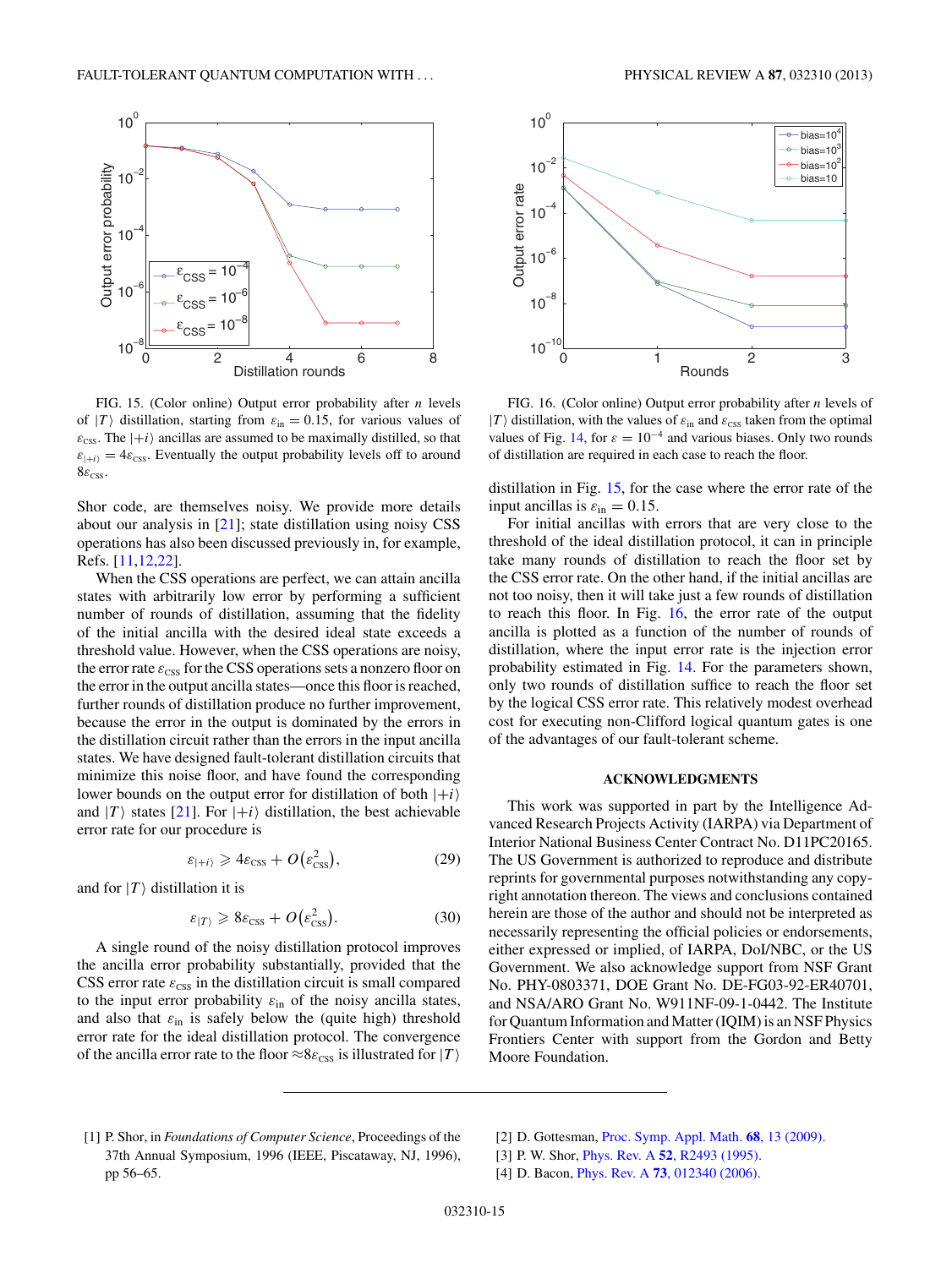FIG. 15. (Color online) Output error probability after $n$ levels of $|T\rangle$ distillation, starting from $\varepsilon_{\text{in}} = 0.15$, for various values of $\varepsilon_{\text{CSS}}$. The $|+i\rangle$ ancillas are assumed to be maximally distilled, so that $\varepsilon_{|+i\rangle} = 4\varepsilon_{\text{CSS}}$. Eventually the output probability levels off to around $8\varepsilon_{\text{CSS}}$.

FIG. 16. (Color online) Output error probability after $n$ levels of $|T\rangle$ distillation, with the values of $\varepsilon_{\text{in}}$ and $\varepsilon_{\text{CSS}}$ taken from the optimal values of Fig. 14, for $\varepsilon = 10^{-4}$ and various biases. Only two rounds of distillation are required in each case to reach the floor.

Shor code, are themselves noisy. We provide more details about our analysis in [21]; state distillation using noisy CSS operations has also been discussed previously in, for example, Refs. [11,12,22].

When the CSS operations are perfect, we can attain ancilla states with arbitrarily low error by performing a sufficient number of rounds of distillation, assuming that the fidelity of the initial ancilla with the desired ideal state exceeds a threshold value. However, when the CSS operations are noisy, the error rate $\varepsilon_{\text{CSS}}$ for the CSS operations sets a nonzero floor on the error in the output ancilla states—once this floor is reached, further rounds of distillation produce no further improvement, because the error in the output is dominated by the errors in the distillation circuit rather than the errors in the input ancilla states. We have designed fault-tolerant distillation circuits that minimize this noise floor, and have found the corresponding lower bounds on the output error for distillation of both $|+i\rangle$ and $|T\rangle$ states [21]. For $|+i\rangle$ distillation, the best achievable error rate for our procedure is

$$\varepsilon_{|+i\rangle} \geqslant 4\varepsilon_{\text{CSS}} + O\left(\varepsilon_{\text{CSS}}^2\right), \tag{29}$$

and for $|T\rangle$ distillation it is

$$\varepsilon_{|T\rangle} \geqslant 8\varepsilon_{\text{CSS}} + O\left(\varepsilon_{\text{CSS}}^2\right). \tag{30}$$

A single round of the noisy distillation protocol improves the ancilla error probability substantially, provided that the CSS error rate $\varepsilon_{\text{CSS}}$ in the distillation circuit is small compared to the input error probability $\varepsilon_{\text{in}}$ of the noisy ancilla states, and also that $\varepsilon_{\text{in}}$ is safely below the (quite high) threshold error rate for the ideal distillation protocol. The convergence of the ancilla error rate to the floor $\approx 8\varepsilon_{\text{CSS}}$ is illustrated for $|T\rangle$ distillation in Fig. 15, for the case where the error rate of the input ancillas is $\varepsilon_{\text{in}} = 0.15$.

For initial ancillas with errors that are very close to the threshold of the ideal distillation protocol, it can in principle take many rounds of distillation to reach the floor set by the CSS error rate. On the other hand, if the initial ancillas are not too noisy, then it will take just a few rounds of distillation to reach this floor. In Fig. 16, the error rate of the output ancilla is plotted as a function of the number of rounds of distillation, where the input error rate is the injection error probability estimated in Fig. 14. For the parameters shown, only two rounds of distillation suffice to reach the floor set by the logical CSS error rate. This relatively modest overhead cost for executing non-Clifford logical quantum gates is one of the advantages of our fault-tolerant scheme.

## ACKNOWLEDGMENTS

This work was supported in part by the Intelligence Advanced Research Projects Activity (IARPA) via Department of Interior National Business Center Contract No. D11PC20165. The US Government is authorized to reproduce and distribute reprints for governmental purposes notwithstanding any copyright annotation thereon. The views and conclusions contained herein are those of the author and should not be interpreted as necessarily representing the official policies or endorsements, either expressed or implied, of IARPA, DoI/NBC, or the US Government. We also acknowledge support from NSF Grant No. PHY-0803371, DOE Grant No. DE-FG03-92-ER40701, and NSA/ARO Grant No. W911NF-09-1-0442. The Institute for Quantum Information and Matter (IQIM) is an NSF Physics Frontiers Center with support from the Gordon and Betty Moore Foundation.

---

[1] P. Shor, in *Foundations of Computer Science*, Proceedings of the 37th Annual Symposium, 1996 (IEEE, Piscataway, NJ, 1996), pp 56–65.

[2] D. Gottesman, Proc. Symp. Appl. Math. **68**, 13 (2009).

[3] P. W. Shor, Phys. Rev. A **52**, R2493 (1995).

[4] D. Bacon, Phys. Rev. A **73**, 012340 (2006).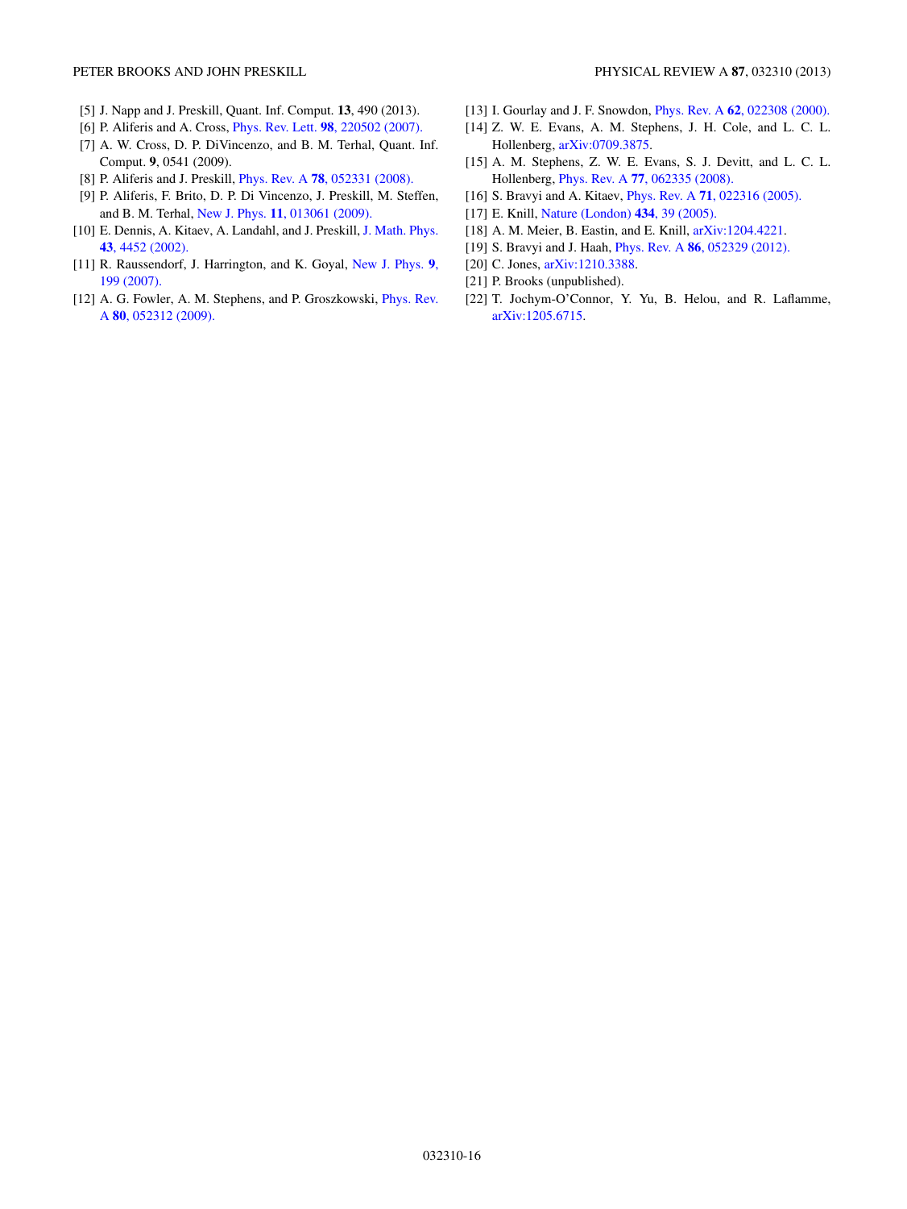[5] J. Napp and J. Preskill, Quant. Inf. Comput. **13**, 490 (2013).

[6] P. Aliferis and A. Cross, Phys. Rev. Lett. **98**, 220502 (2007).

[7] A. W. Cross, D. P. DiVincenzo, and B. M. Terhal, Quant. Inf. Comput. **9**, 0541 (2009).

[8] P. Aliferis and J. Preskill, Phys. Rev. A **78**, 052331 (2008).

[9] P. Aliferis, F. Brito, D. P. Di Vincenzo, J. Preskill, M. Steffen, and B. M. Terhal, New J. Phys. **11**, 013061 (2009).

[10] E. Dennis, A. Kitaev, A. Landahl, and J. Preskill, J. Math. Phys. **43**, 4452 (2002).

[11] R. Raussendorf, J. Harrington, and K. Goyal, New J. Phys. **9**, 199 (2007).

[12] A. G. Fowler, A. M. Stephens, and P. Groszkowski, Phys. Rev. A **80**, 052312 (2009).

[13] I. Gourlay and J. F. Snowdon, Phys. Rev. A **62**, 022308 (2000).

[14] Z. W. E. Evans, A. M. Stephens, J. H. Cole, and L. C. L. Hollenberg, arXiv:0709.3875.

[15] A. M. Stephens, Z. W. E. Evans, S. J. Devitt, and L. C. L. Hollenberg, Phys. Rev. A **77**, 062335 (2008).

[16] S. Bravyi and A. Kitaev, Phys. Rev. A **71**, 022316 (2005).

[17] E. Knill, Nature (London) **434**, 39 (2005).

[18] A. M. Meier, B. Eastin, and E. Knill, arXiv:1204.4221.

[19] S. Bravyi and J. Haah, Phys. Rev. A **86**, 052329 (2012).

[20] C. Jones, arXiv:1210.3388.

[21] P. Brooks (unpublished).

[22] T. Jochym-O'Connor, Y. Yu, B. Helou, and R. Laflamme, arXiv:1205.6715.